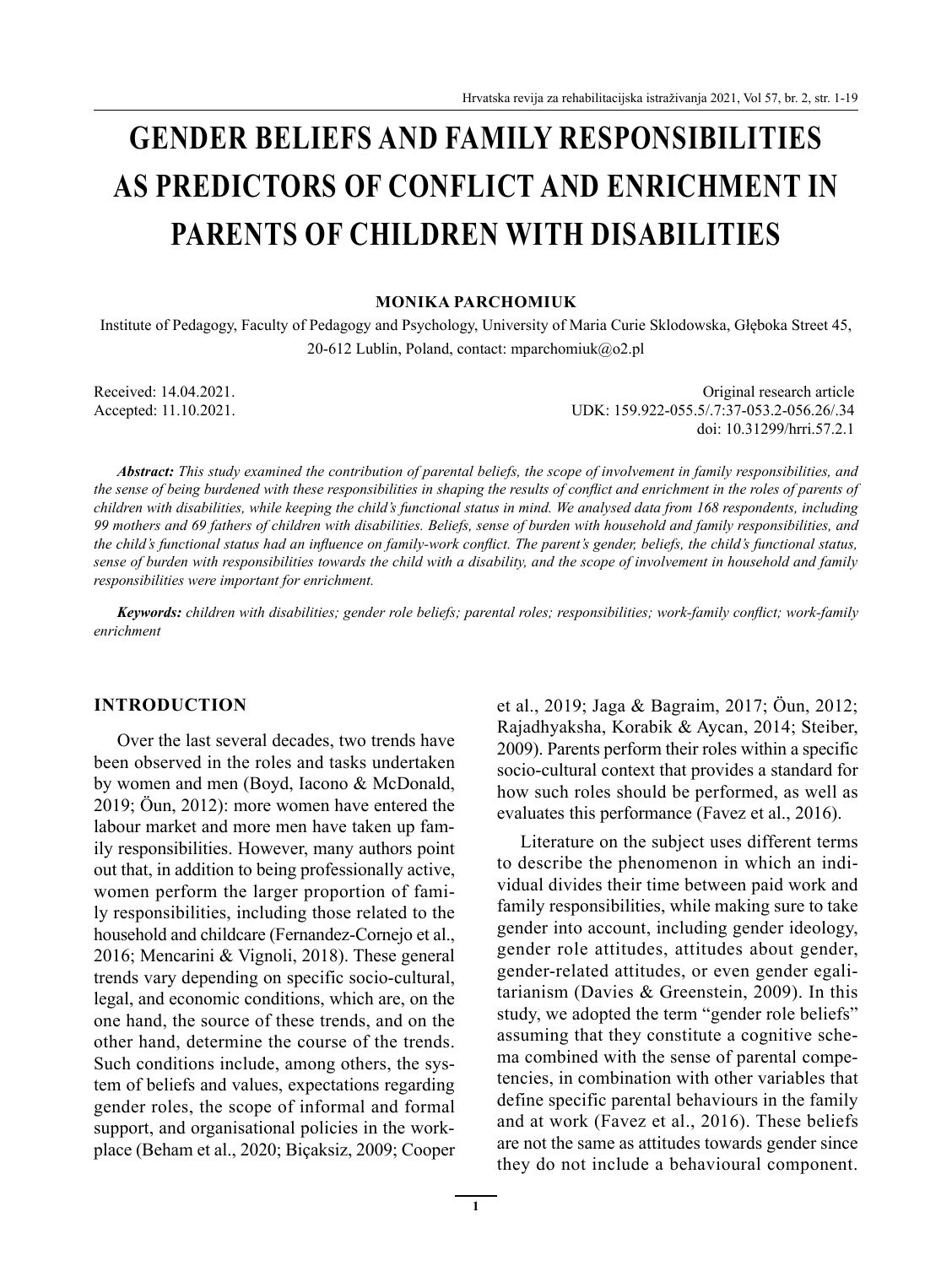# GENDER BELIEFS AND FAMILY RESPONSIBILITIES AS PREDICTORS OF CONFLICT AND ENRICHMENT IN PARENTS OF CHILDREN WITH DISABILITIES

**MONIKA PARCHOMIUK**

Institute of Pedagogy, Faculty of Pedagogy and Psychology, University of Maria Curie Sklodowska, Głęboka Street 45, 20-612 Lublin, Poland, contact: mparchomiuk@o2.pl

Received: 14.04.2021.
Accepted: 11.10.2021.

Original research article
UDK: 159.922-055.5/.7:37-053.2-056.26/.34
doi: 10.31299/hrri.57.2.1

***Abstract:*** *This study examined the contribution of parental beliefs, the scope of involvement in family responsibilities, and the sense of being burdened with these responsibilities in shaping the results of conflict and enrichment in the roles of parents of children with disabilities, while keeping the child's functional status in mind. We analysed data from 168 respondents, including 99 mothers and 69 fathers of children with disabilities. Beliefs, sense of burden with household and family responsibilities, and the child's functional status had an influence on family-work conflict. The parent's gender, beliefs, the child's functional status, sense of burden with responsibilities towards the child with a disability, and the scope of involvement in household and family responsibilities were important for enrichment.*

***Keywords:*** *children with disabilities; gender role beliefs; parental roles; responsibilities; work-family conflict; work-family enrichment*

## INTRODUCTION

Over the last several decades, two trends have been observed in the roles and tasks undertaken by women and men (Boyd, Iacono & McDonald, 2019; Öun, 2012): more women have entered the labour market and more men have taken up family responsibilities. However, many authors point out that, in addition to being professionally active, women perform the larger proportion of family responsibilities, including those related to the household and childcare (Fernandez-Cornejo et al., 2016; Mencarini & Vignoli, 2018). These general trends vary depending on specific socio-cultural, legal, and economic conditions, which are, on the one hand, the source of these trends, and on the other hand, determine the course of the trends. Such conditions include, among others, the system of beliefs and values, expectations regarding gender roles, the scope of informal and formal support, and organisational policies in the workplace (Beham et al., 2020; Biçaksiz, 2009; Cooper et al., 2019; Jaga & Bagraim, 2017; Öun, 2012; Rajadhyaksha, Korabik & Aycan, 2014; Steiber, 2009). Parents perform their roles within a specific socio-cultural context that provides a standard for how such roles should be performed, as well as evaluates this performance (Favez et al., 2016).

Literature on the subject uses different terms to describe the phenomenon in which an individual divides their time between paid work and family responsibilities, while making sure to take gender into account, including gender ideology, gender role attitudes, attitudes about gender, gender-related attitudes, or even gender egalitarianism (Davies & Greenstein, 2009). In this study, we adopted the term "gender role beliefs" assuming that they constitute a cognitive schema combined with the sense of parental competencies, in combination with other variables that define specific parental behaviours in the family and at work (Favez et al., 2016). These beliefs are not the same as attitudes towards gender since they do not include a behavioural component.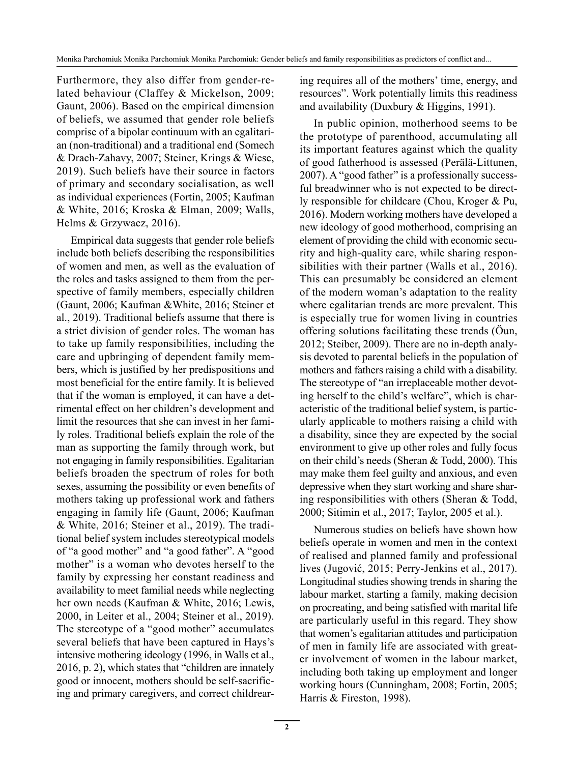Furthermore, they also differ from gender-related behaviour (Claffey & Mickelson, 2009; Gaunt, 2006). Based on the empirical dimension of beliefs, we assumed that gender role beliefs comprise of a bipolar continuum with an egalitarian (non-traditional) and a traditional end (Somech & Drach-Zahavy, 2007; Steiner, Krings & Wiese, 2019). Such beliefs have their source in factors of primary and secondary socialisation, as well as individual experiences (Fortin, 2005; Kaufman & White, 2016; Kroska & Elman, 2009; Walls, Helms & Grzywacz, 2016).

Empirical data suggests that gender role beliefs include both beliefs describing the responsibilities of women and men, as well as the evaluation of the roles and tasks assigned to them from the perspective of family members, especially children (Gaunt, 2006; Kaufman &White, 2016; Steiner et al., 2019). Traditional beliefs assume that there is a strict division of gender roles. The woman has to take up family responsibilities, including the care and upbringing of dependent family members, which is justified by her predispositions and most beneficial for the entire family. It is believed that if the woman is employed, it can have a detrimental effect on her children's development and limit the resources that she can invest in her family roles. Traditional beliefs explain the role of the man as supporting the family through work, but not engaging in family responsibilities. Egalitarian beliefs broaden the spectrum of roles for both sexes, assuming the possibility or even benefits of mothers taking up professional work and fathers engaging in family life (Gaunt, 2006; Kaufman & White, 2016; Steiner et al., 2019). The traditional belief system includes stereotypical models of "a good mother" and "a good father". A "good mother" is a woman who devotes herself to the family by expressing her constant readiness and availability to meet familial needs while neglecting her own needs (Kaufman & White, 2016; Lewis, 2000, in Leiter et al., 2004; Steiner et al., 2019). The stereotype of a "good mother" accumulates several beliefs that have been captured in Hays's intensive mothering ideology (1996, in Walls et al., 2016, p. 2), which states that "children are innately good or innocent, mothers should be self-sacrificing and primary caregivers, and correct childrearing requires all of the mothers' time, energy, and resources". Work potentially limits this readiness and availability (Duxbury & Higgins, 1991).

In public opinion, motherhood seems to be the prototype of parenthood, accumulating all its important features against which the quality of good fatherhood is assessed (Perälä-Littunen, 2007). A "good father" is a professionally successful breadwinner who is not expected to be directly responsible for childcare (Chou, Kroger & Pu, 2016). Modern working mothers have developed a new ideology of good motherhood, comprising an element of providing the child with economic security and high-quality care, while sharing responsibilities with their partner (Walls et al., 2016). This can presumably be considered an element of the modern woman's adaptation to the reality where egalitarian trends are more prevalent. This is especially true for women living in countries offering solutions facilitating these trends (Öun, 2012; Steiber, 2009). There are no in-depth analysis devoted to parental beliefs in the population of mothers and fathers raising a child with a disability. The stereotype of "an irreplaceable mother devoting herself to the child's welfare", which is characteristic of the traditional belief system, is particularly applicable to mothers raising a child with a disability, since they are expected by the social environment to give up other roles and fully focus on their child's needs (Sheran & Todd, 2000). This may make them feel guilty and anxious, and even depressive when they start working and share sharing responsibilities with others (Sheran & Todd, 2000; Sitimin et al., 2017; Taylor, 2005 et al.).

Numerous studies on beliefs have shown how beliefs operate in women and men in the context of realised and planned family and professional lives (Jugović, 2015; Perry-Jenkins et al., 2017). Longitudinal studies showing trends in sharing the labour market, starting a family, making decision on procreating, and being satisfied with marital life are particularly useful in this regard. They show that women's egalitarian attitudes and participation of men in family life are associated with greater involvement of women in the labour market, including both taking up employment and longer working hours (Cunningham, 2008; Fortin, 2005; Harris & Fireston, 1998).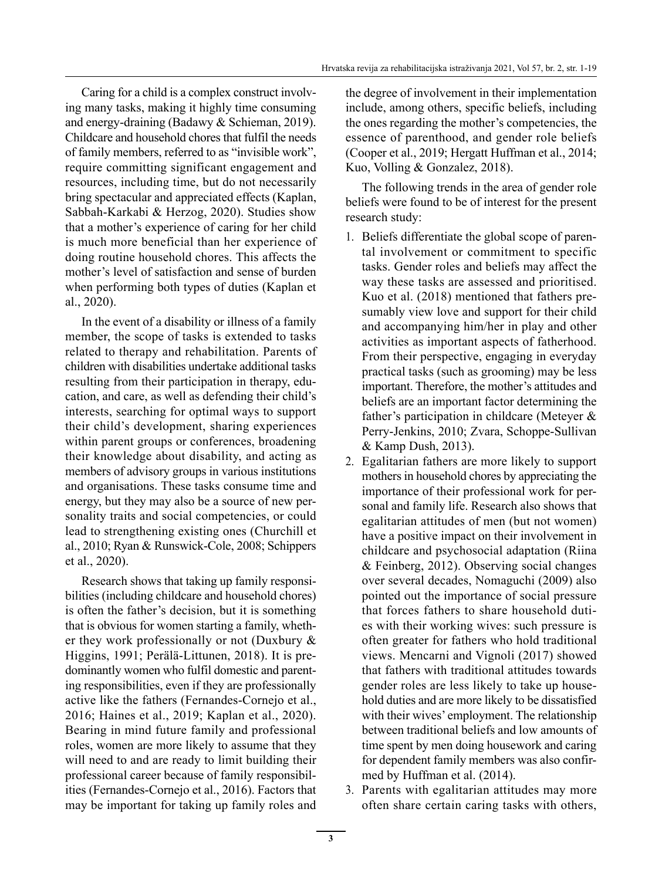Caring for a child is a complex construct involving many tasks, making it highly time consuming and energy-draining (Badawy & Schieman, 2019). Childcare and household chores that fulfil the needs of family members, referred to as "invisible work", require committing significant engagement and resources, including time, but do not necessarily bring spectacular and appreciated effects (Kaplan, Sabbah-Karkabi & Herzog, 2020). Studies show that a mother's experience of caring for her child is much more beneficial than her experience of doing routine household chores. This affects the mother's level of satisfaction and sense of burden when performing both types of duties (Kaplan et al., 2020).

In the event of a disability or illness of a family member, the scope of tasks is extended to tasks related to therapy and rehabilitation. Parents of children with disabilities undertake additional tasks resulting from their participation in therapy, education, and care, as well as defending their child's interests, searching for optimal ways to support their child's development, sharing experiences within parent groups or conferences, broadening their knowledge about disability, and acting as members of advisory groups in various institutions and organisations. These tasks consume time and energy, but they may also be a source of new personality traits and social competencies, or could lead to strengthening existing ones (Churchill et al., 2010; Ryan & Runswick-Cole, 2008; Schippers et al., 2020).

Research shows that taking up family responsibilities (including childcare and household chores) is often the father's decision, but it is something that is obvious for women starting a family, whether they work professionally or not (Duxbury & Higgins, 1991; Perälä-Littunen, 2018). It is predominantly women who fulfil domestic and parenting responsibilities, even if they are professionally active like the fathers (Fernandes-Cornejo et al., 2016; Haines et al., 2019; Kaplan et al., 2020). Bearing in mind future family and professional roles, women are more likely to assume that they will need to and are ready to limit building their professional career because of family responsibilities (Fernandes-Cornejo et al., 2016). Factors that may be important for taking up family roles and the degree of involvement in their implementation include, among others, specific beliefs, including the ones regarding the mother's competencies, the essence of parenthood, and gender role beliefs (Cooper et al., 2019; Hergatt Huffman et al., 2014; Kuo, Volling & Gonzalez, 2018).

The following trends in the area of gender role beliefs were found to be of interest for the present research study:

1. Beliefs differentiate the global scope of parental involvement or commitment to specific tasks. Gender roles and beliefs may affect the way these tasks are assessed and prioritised. Kuo et al. (2018) mentioned that fathers presumably view love and support for their child and accompanying him/her in play and other activities as important aspects of fatherhood. From their perspective, engaging in everyday practical tasks (such as grooming) may be less important. Therefore, the mother's attitudes and beliefs are an important factor determining the father's participation in childcare (Meteyer & Perry-Jenkins, 2010; Zvara, Schoppe-Sullivan & Kamp Dush, 2013).
2. Egalitarian fathers are more likely to support mothers in household chores by appreciating the importance of their professional work for personal and family life. Research also shows that egalitarian attitudes of men (but not women) have a positive impact on their involvement in childcare and psychosocial adaptation (Riina & Feinberg, 2012). Observing social changes over several decades, Nomaguchi (2009) also pointed out the importance of social pressure that forces fathers to share household duties with their working wives: such pressure is often greater for fathers who hold traditional views. Mencarni and Vignoli (2017) showed that fathers with traditional attitudes towards gender roles are less likely to take up household duties and are more likely to be dissatisfied with their wives' employment. The relationship between traditional beliefs and low amounts of time spent by men doing housework and caring for dependent family members was also confirmed by Huffman et al. (2014).
3. Parents with egalitarian attitudes may more often share certain caring tasks with others,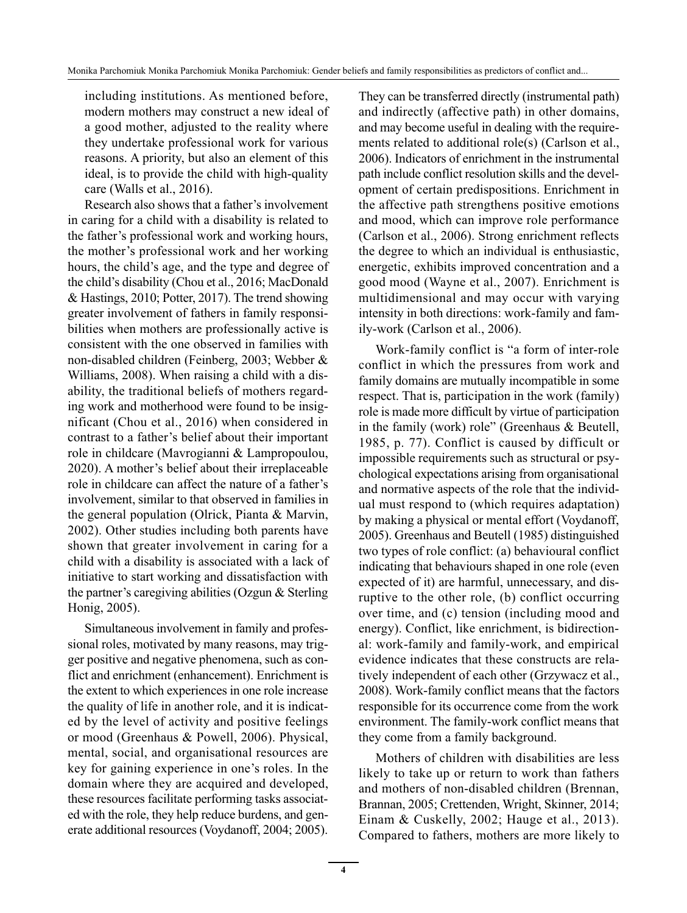including institutions. As mentioned before, modern mothers may construct a new ideal of a good mother, adjusted to the reality where they undertake professional work for various reasons. A priority, but also an element of this ideal, is to provide the child with high-quality care (Walls et al., 2016).

Research also shows that a father's involvement in caring for a child with a disability is related to the father's professional work and working hours, the mother's professional work and her working hours, the child's age, and the type and degree of the child's disability (Chou et al., 2016; MacDonald & Hastings, 2010; Potter, 2017). The trend showing greater involvement of fathers in family responsibilities when mothers are professionally active is consistent with the one observed in families with non-disabled children (Feinberg, 2003; Webber & Williams, 2008). When raising a child with a disability, the traditional beliefs of mothers regarding work and motherhood were found to be insignificant (Chou et al., 2016) when considered in contrast to a father's belief about their important role in childcare (Mavrogianni & Lampropoulou, 2020). A mother's belief about their irreplaceable role in childcare can affect the nature of a father's involvement, similar to that observed in families in the general population (Olrick, Pianta & Marvin, 2002). Other studies including both parents have shown that greater involvement in caring for a child with a disability is associated with a lack of initiative to start working and dissatisfaction with the partner's caregiving abilities (Ozgun & Sterling Honig, 2005).

Simultaneous involvement in family and professional roles, motivated by many reasons, may trigger positive and negative phenomena, such as conflict and enrichment (enhancement). Enrichment is the extent to which experiences in one role increase the quality of life in another role, and it is indicated by the level of activity and positive feelings or mood (Greenhaus & Powell, 2006). Physical, mental, social, and organisational resources are key for gaining experience in one's roles. In the domain where they are acquired and developed, these resources facilitate performing tasks associated with the role, they help reduce burdens, and generate additional resources (Voydanoff, 2004; 2005). They can be transferred directly (instrumental path) and indirectly (affective path) in other domains, and may become useful in dealing with the requirements related to additional role(s) (Carlson et al., 2006). Indicators of enrichment in the instrumental path include conflict resolution skills and the development of certain predispositions. Enrichment in the affective path strengthens positive emotions and mood, which can improve role performance (Carlson et al., 2006). Strong enrichment reflects the degree to which an individual is enthusiastic, energetic, exhibits improved concentration and a good mood (Wayne et al., 2007). Enrichment is multidimensional and may occur with varying intensity in both directions: work-family and family-work (Carlson et al., 2006).

Work-family conflict is "a form of inter-role conflict in which the pressures from work and family domains are mutually incompatible in some respect. That is, participation in the work (family) role is made more difficult by virtue of participation in the family (work) role" (Greenhaus & Beutell, 1985, p. 77). Conflict is caused by difficult or impossible requirements such as structural or psychological expectations arising from organisational and normative aspects of the role that the individual must respond to (which requires adaptation) by making a physical or mental effort (Voydanoff, 2005). Greenhaus and Beutell (1985) distinguished two types of role conflict: (a) behavioural conflict indicating that behaviours shaped in one role (even expected of it) are harmful, unnecessary, and disruptive to the other role, (b) conflict occurring over time, and (c) tension (including mood and energy). Conflict, like enrichment, is bidirectional: work-family and family-work, and empirical evidence indicates that these constructs are relatively independent of each other (Grzywacz et al., 2008). Work-family conflict means that the factors responsible for its occurrence come from the work environment. The family-work conflict means that they come from a family background.

Mothers of children with disabilities are less likely to take up or return to work than fathers and mothers of non-disabled children (Brennan, Brannan, 2005; Crettenden, Wright, Skinner, 2014; Einam & Cuskelly, 2002; Hauge et al., 2013). Compared to fathers, mothers are more likely to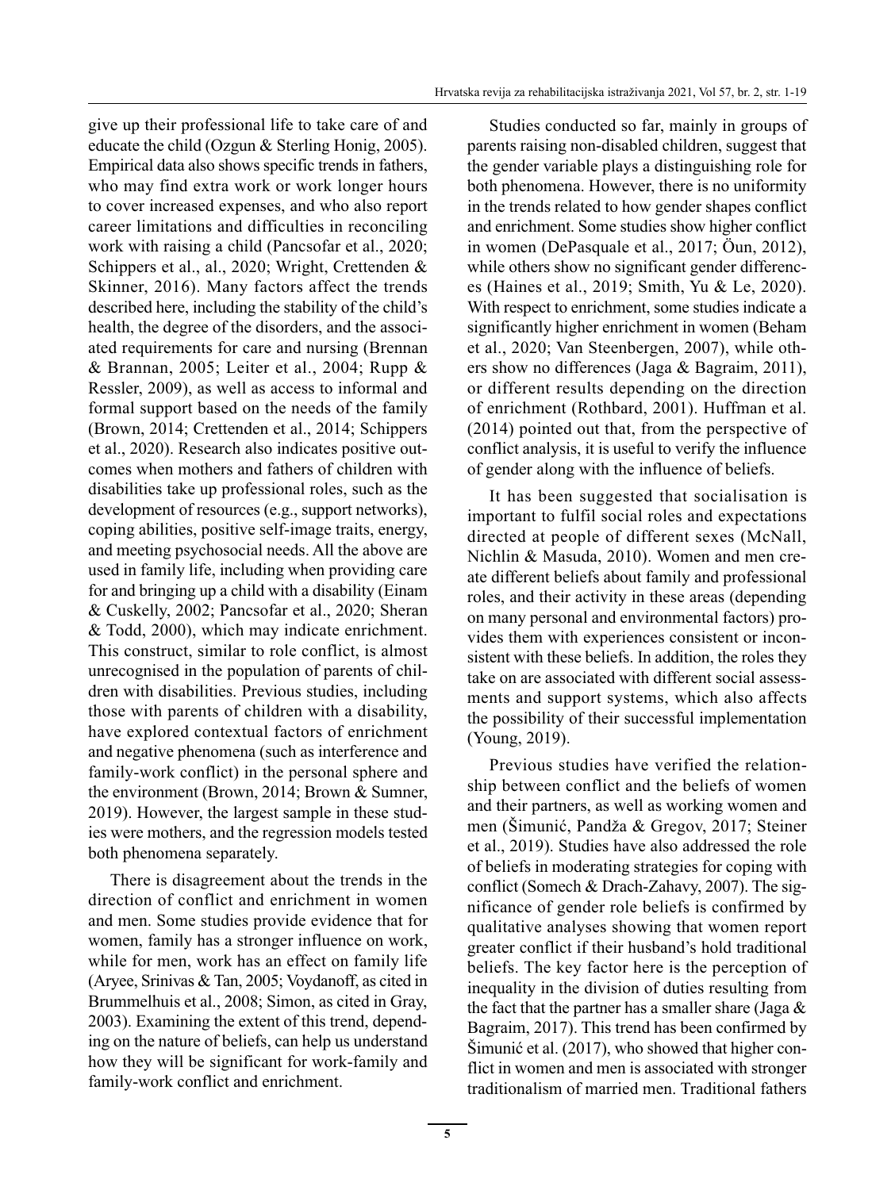give up their professional life to take care of and educate the child (Ozgun & Sterling Honig, 2005). Empirical data also shows specific trends in fathers, who may find extra work or work longer hours to cover increased expenses, and who also report career limitations and difficulties in reconciling work with raising a child (Pancsofar et al., 2020; Schippers et al., al., 2020; Wright, Crettenden & Skinner, 2016). Many factors affect the trends described here, including the stability of the child's health, the degree of the disorders, and the associated requirements for care and nursing (Brennan & Brannan, 2005; Leiter et al., 2004; Rupp & Ressler, 2009), as well as access to informal and formal support based on the needs of the family (Brown, 2014; Crettenden et al., 2014; Schippers et al., 2020). Research also indicates positive outcomes when mothers and fathers of children with disabilities take up professional roles, such as the development of resources (e.g., support networks), coping abilities, positive self-image traits, energy, and meeting psychosocial needs. All the above are used in family life, including when providing care for and bringing up a child with a disability (Einam & Cuskelly, 2002; Pancsofar et al., 2020; Sheran & Todd, 2000), which may indicate enrichment. This construct, similar to role conflict, is almost unrecognised in the population of parents of children with disabilities. Previous studies, including those with parents of children with a disability, have explored contextual factors of enrichment and negative phenomena (such as interference and family-work conflict) in the personal sphere and the environment (Brown, 2014; Brown & Sumner, 2019). However, the largest sample in these studies were mothers, and the regression models tested both phenomena separately.

There is disagreement about the trends in the direction of conflict and enrichment in women and men. Some studies provide evidence that for women, family has a stronger influence on work, while for men, work has an effect on family life (Aryee, Srinivas & Tan, 2005; Voydanoff, as cited in Brummelhuis et al., 2008; Simon, as cited in Gray, 2003). Examining the extent of this trend, depending on the nature of beliefs, can help us understand how they will be significant for work-family and family-work conflict and enrichment.

Studies conducted so far, mainly in groups of parents raising non-disabled children, suggest that the gender variable plays a distinguishing role for both phenomena. However, there is no uniformity in the trends related to how gender shapes conflict and enrichment. Some studies show higher conflict in women (DePasquale et al., 2017; Öun, 2012), while others show no significant gender differences (Haines et al., 2019; Smith, Yu & Le, 2020). With respect to enrichment, some studies indicate a significantly higher enrichment in women (Beham et al., 2020; Van Steenbergen, 2007), while others show no differences (Jaga & Bagraim, 2011), or different results depending on the direction of enrichment (Rothbard, 2001). Huffman et al. (2014) pointed out that, from the perspective of conflict analysis, it is useful to verify the influence of gender along with the influence of beliefs.

It has been suggested that socialisation is important to fulfil social roles and expectations directed at people of different sexes (McNall, Nichlin & Masuda, 2010). Women and men create different beliefs about family and professional roles, and their activity in these areas (depending on many personal and environmental factors) provides them with experiences consistent or inconsistent with these beliefs. In addition, the roles they take on are associated with different social assessments and support systems, which also affects the possibility of their successful implementation (Young, 2019).

Previous studies have verified the relationship between conflict and the beliefs of women and their partners, as well as working women and men (Šimunić, Pandža & Gregov, 2017; Steiner et al., 2019). Studies have also addressed the role of beliefs in moderating strategies for coping with conflict (Somech & Drach-Zahavy, 2007). The significance of gender role beliefs is confirmed by qualitative analyses showing that women report greater conflict if their husband's hold traditional beliefs. The key factor here is the perception of inequality in the division of duties resulting from the fact that the partner has a smaller share (Jaga & Bagraim, 2017). This trend has been confirmed by Šimunić et al. (2017), who showed that higher conflict in women and men is associated with stronger traditionalism of married men. Traditional fathers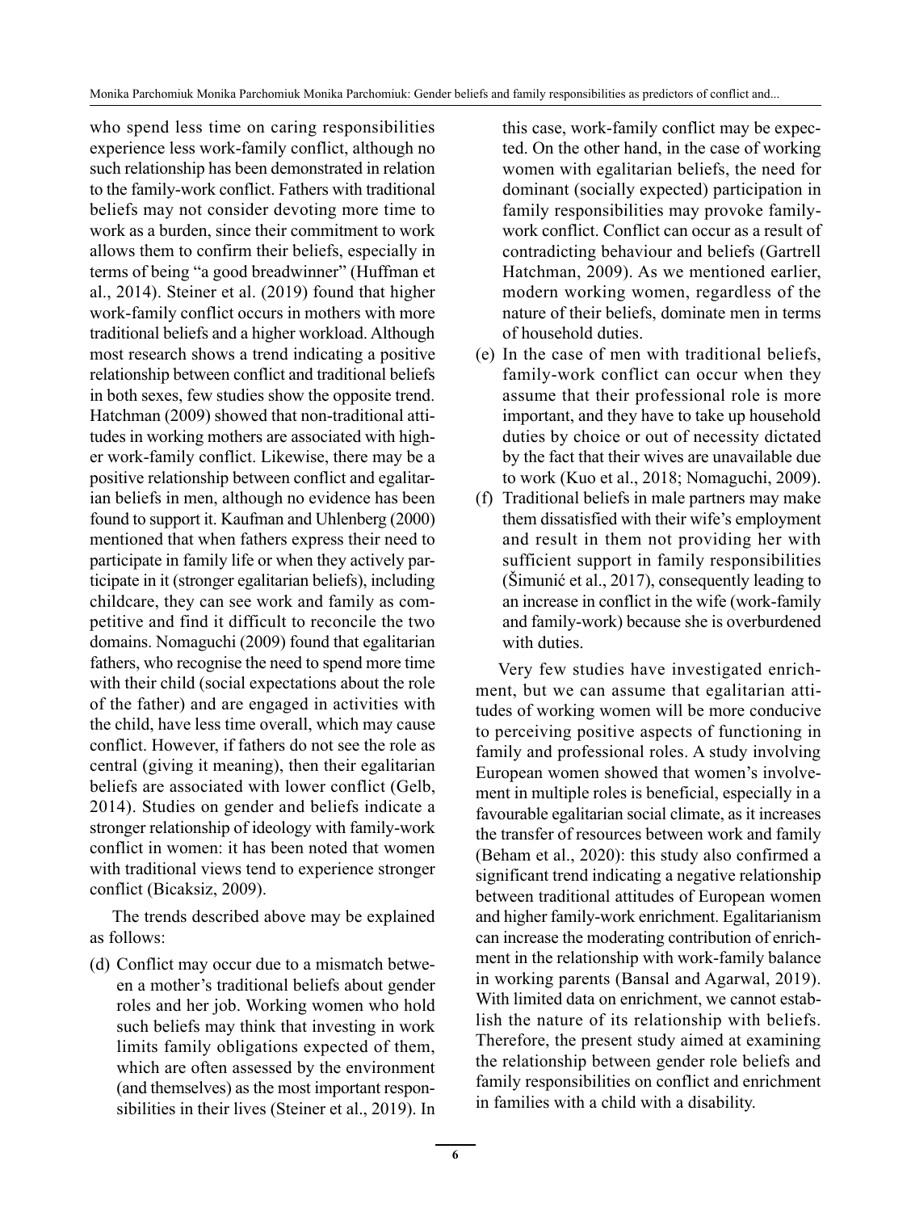who spend less time on caring responsibilities experience less work-family conflict, although no such relationship has been demonstrated in relation to the family-work conflict. Fathers with traditional beliefs may not consider devoting more time to work as a burden, since their commitment to work allows them to confirm their beliefs, especially in terms of being "a good breadwinner" (Huffman et al., 2014). Steiner et al. (2019) found that higher work-family conflict occurs in mothers with more traditional beliefs and a higher workload. Although most research shows a trend indicating a positive relationship between conflict and traditional beliefs in both sexes, few studies show the opposite trend. Hatchman (2009) showed that non-traditional attitudes in working mothers are associated with higher work-family conflict. Likewise, there may be a positive relationship between conflict and egalitarian beliefs in men, although no evidence has been found to support it. Kaufman and Uhlenberg (2000) mentioned that when fathers express their need to participate in family life or when they actively participate in it (stronger egalitarian beliefs), including childcare, they can see work and family as competitive and find it difficult to reconcile the two domains. Nomaguchi (2009) found that egalitarian fathers, who recognise the need to spend more time with their child (social expectations about the role of the father) and are engaged in activities with the child, have less time overall, which may cause conflict. However, if fathers do not see the role as central (giving it meaning), then their egalitarian beliefs are associated with lower conflict (Gelb, 2014). Studies on gender and beliefs indicate a stronger relationship of ideology with family-work conflict in women: it has been noted that women with traditional views tend to experience stronger conflict (Bicaksiz, 2009).

The trends described above may be explained as follows:

(d) Conflict may occur due to a mismatch between a mother's traditional beliefs about gender roles and her job. Working women who hold such beliefs may think that investing in work limits family obligations expected of them, which are often assessed by the environment (and themselves) as the most important responsibilities in their lives (Steiner et al., 2019). In this case, work-family conflict may be expected. On the other hand, in the case of working women with egalitarian beliefs, the need for dominant (socially expected) participation in family responsibilities may provoke family-work conflict. Conflict can occur as a result of contradicting behaviour and beliefs (Gartrell Hatchman, 2009). As we mentioned earlier, modern working women, regardless of the nature of their beliefs, dominate men in terms of household duties.

(e) In the case of men with traditional beliefs, family-work conflict can occur when they assume that their professional role is more important, and they have to take up household duties by choice or out of necessity dictated by the fact that their wives are unavailable due to work (Kuo et al., 2018; Nomaguchi, 2009).

(f) Traditional beliefs in male partners may make them dissatisfied with their wife's employment and result in them not providing her with sufficient support in family responsibilities (Šimunić et al., 2017), consequently leading to an increase in conflict in the wife (work-family and family-work) because she is overburdened with duties.

Very few studies have investigated enrichment, but we can assume that egalitarian attitudes of working women will be more conducive to perceiving positive aspects of functioning in family and professional roles. A study involving European women showed that women's involvement in multiple roles is beneficial, especially in a favourable egalitarian social climate, as it increases the transfer of resources between work and family (Beham et al., 2020): this study also confirmed a significant trend indicating a negative relationship between traditional attitudes of European women and higher family-work enrichment. Egalitarianism can increase the moderating contribution of enrichment in the relationship with work-family balance in working parents (Bansal and Agarwal, 2019). With limited data on enrichment, we cannot establish the nature of its relationship with beliefs. Therefore, the present study aimed at examining the relationship between gender role beliefs and family responsibilities on conflict and enrichment in families with a child with a disability.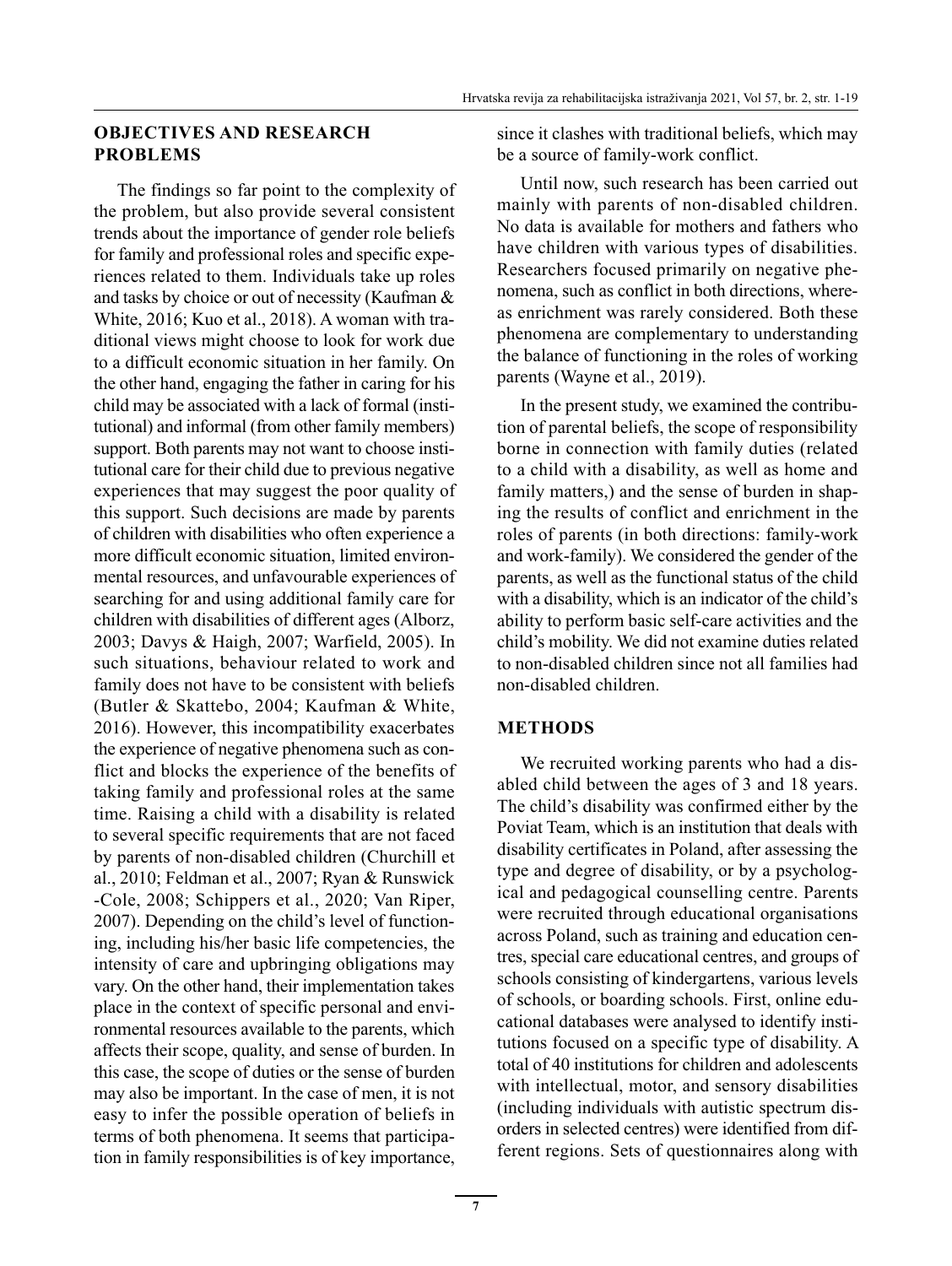## OBJECTIVES AND RESEARCH PROBLEMS

The findings so far point to the complexity of the problem, but also provide several consistent trends about the importance of gender role beliefs for family and professional roles and specific experiences related to them. Individuals take up roles and tasks by choice or out of necessity (Kaufman & White, 2016; Kuo et al., 2018). A woman with traditional views might choose to look for work due to a difficult economic situation in her family. On the other hand, engaging the father in caring for his child may be associated with a lack of formal (institutional) and informal (from other family members) support. Both parents may not want to choose institutional care for their child due to previous negative experiences that may suggest the poor quality of this support. Such decisions are made by parents of children with disabilities who often experience a more difficult economic situation, limited environmental resources, and unfavourable experiences of searching for and using additional family care for children with disabilities of different ages (Alborz, 2003; Davys & Haigh, 2007; Warfield, 2005). In such situations, behaviour related to work and family does not have to be consistent with beliefs (Butler & Skattebo, 2004; Kaufman & White, 2016). However, this incompatibility exacerbates the experience of negative phenomena such as conflict and blocks the experience of the benefits of taking family and professional roles at the same time. Raising a child with a disability is related to several specific requirements that are not faced by parents of non-disabled children (Churchill et al., 2010; Feldman et al., 2007; Ryan & Runswick-Cole, 2008; Schippers et al., 2020; Van Riper, 2007). Depending on the child's level of functioning, including his/her basic life competencies, the intensity of care and upbringing obligations may vary. On the other hand, their implementation takes place in the context of specific personal and environmental resources available to the parents, which affects their scope, quality, and sense of burden. In this case, the scope of duties or the sense of burden may also be important. In the case of men, it is not easy to infer the possible operation of beliefs in terms of both phenomena. It seems that participation in family responsibilities is of key importance, since it clashes with traditional beliefs, which may be a source of family-work conflict.

Until now, such research has been carried out mainly with parents of non-disabled children. No data is available for mothers and fathers who have children with various types of disabilities. Researchers focused primarily on negative phenomena, such as conflict in both directions, whereas enrichment was rarely considered. Both these phenomena are complementary to understanding the balance of functioning in the roles of working parents (Wayne et al., 2019).

In the present study, we examined the contribution of parental beliefs, the scope of responsibility borne in connection with family duties (related to a child with a disability, as well as home and family matters,) and the sense of burden in shaping the results of conflict and enrichment in the roles of parents (in both directions: family-work and work-family). We considered the gender of the parents, as well as the functional status of the child with a disability, which is an indicator of the child's ability to perform basic self-care activities and the child's mobility. We did not examine duties related to non-disabled children since not all families had non-disabled children.

## METHODS

We recruited working parents who had a disabled child between the ages of 3 and 18 years. The child's disability was confirmed either by the Poviat Team, which is an institution that deals with disability certificates in Poland, after assessing the type and degree of disability, or by a psychological and pedagogical counselling centre. Parents were recruited through educational organisations across Poland, such as training and education centres, special care educational centres, and groups of schools consisting of kindergartens, various levels of schools, or boarding schools. First, online educational databases were analysed to identify institutions focused on a specific type of disability. A total of 40 institutions for children and adolescents with intellectual, motor, and sensory disabilities (including individuals with autistic spectrum disorders in selected centres) were identified from different regions. Sets of questionnaires along with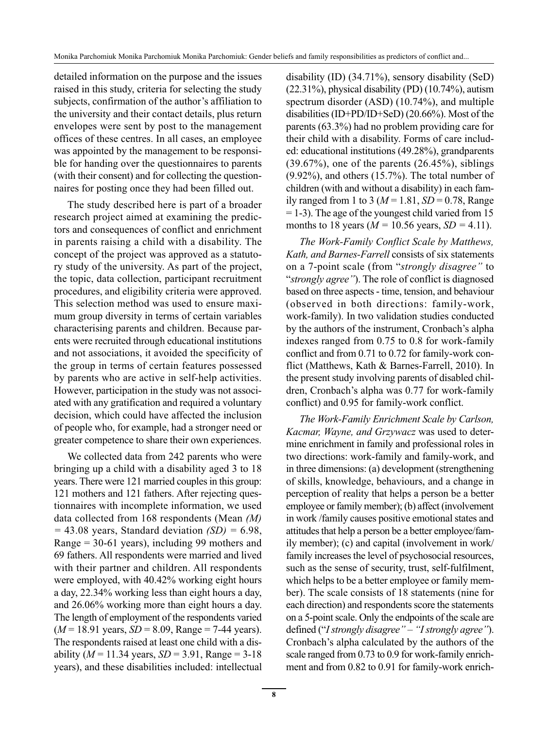detailed information on the purpose and the issues raised in this study, criteria for selecting the study subjects, confirmation of the author's affiliation to the university and their contact details, plus return envelopes were sent by post to the management offices of these centres. In all cases, an employee was appointed by the management to be responsible for handing over the questionnaires to parents (with their consent) and for collecting the questionnaires for posting once they had been filled out.

The study described here is part of a broader research project aimed at examining the predictors and consequences of conflict and enrichment in parents raising a child with a disability. The concept of the project was approved as a statutory study of the university. As part of the project, the topic, data collection, participant recruitment procedures, and eligibility criteria were approved. This selection method was used to ensure maximum group diversity in terms of certain variables characterising parents and children. Because parents were recruited through educational institutions and not associations, it avoided the specificity of the group in terms of certain features possessed by parents who are active in self-help activities. However, participation in the study was not associated with any gratification and required a voluntary decision, which could have affected the inclusion of people who, for example, had a stronger need or greater competence to share their own experiences.

We collected data from 242 parents who were bringing up a child with a disability aged 3 to 18 years. There were 121 married couples in this group: 121 mothers and 121 fathers. After rejecting questionnaires with incomplete information, we used data collected from 168 respondents (Mean *(M)* = 43.08 years, Standard deviation *(SD)* = 6.98, Range = 30-61 years), including 99 mothers and 69 fathers. All respondents were married and lived with their partner and children. All respondents were employed, with 40.42% working eight hours a day, 22.34% working less than eight hours a day, and 26.06% working more than eight hours a day. The length of employment of the respondents varied (*M* = 18.91 years, *SD* = 8.09, Range = 7-44 years). The respondents raised at least one child with a disability (*M* = 11.34 years, *SD* = 3.91, Range = 3-18 years), and these disabilities included: intellectual disability (ID) (34.71%), sensory disability (SeD) (22.31%), physical disability (PD) (10.74%), autism spectrum disorder (ASD) (10.74%), and multiple disabilities (ID+PD/ID+SeD) (20.66%). Most of the parents (63.3%) had no problem providing care for their child with a disability. Forms of care included: educational institutions (49.28%), grandparents (39.67%), one of the parents (26.45%), siblings (9.92%), and others (15.7%). The total number of children (with and without a disability) in each family ranged from 1 to 3 (*M* = 1.81, *SD* = 0.78, Range = 1-3). The age of the youngest child varied from 15 months to 18 years (*M* = 10.56 years, *SD* = 4.11).

*The Work-Family Conflict Scale by Matthews, Kath, and Barnes-Farrell* consists of six statements on a 7-point scale (from "*strongly disagree"* to "*strongly agree"*). The role of conflict is diagnosed based on three aspects - time, tension, and behaviour (observed in both directions: family-work, work-family). In two validation studies conducted by the authors of the instrument, Cronbach's alpha indexes ranged from 0.75 to 0.8 for work-family conflict and from 0.71 to 0.72 for family-work conflict (Matthews, Kath & Barnes-Farrell, 2010). In the present study involving parents of disabled children, Cronbach's alpha was 0.77 for work-family conflict) and 0.95 for family-work conflict.

*The Work-Family Enrichment Scale by Carlson, Kacmar, Wayne, and Grzywacz* was used to determine enrichment in family and professional roles in two directions: work-family and family-work, and in three dimensions: (a) development (strengthening of skills, knowledge, behaviours, and a change in perception of reality that helps a person be a better employee or family member); (b) affect (involvement in work /family causes positive emotional states and attitudes that help a person be a better employee/family member); (c) and capital (involvement in work/ family increases the level of psychosocial resources, such as the sense of security, trust, self-fulfilment, which helps to be a better employee or family member). The scale consists of 18 statements (nine for each direction) and respondents score the statements on a 5-point scale. Only the endpoints of the scale are defined ("*I strongly disagree" – "I strongly agree"*). Cronbach's alpha calculated by the authors of the scale ranged from 0.73 to 0.9 for work-family enrichment and from 0.82 to 0.91 for family-work enrich-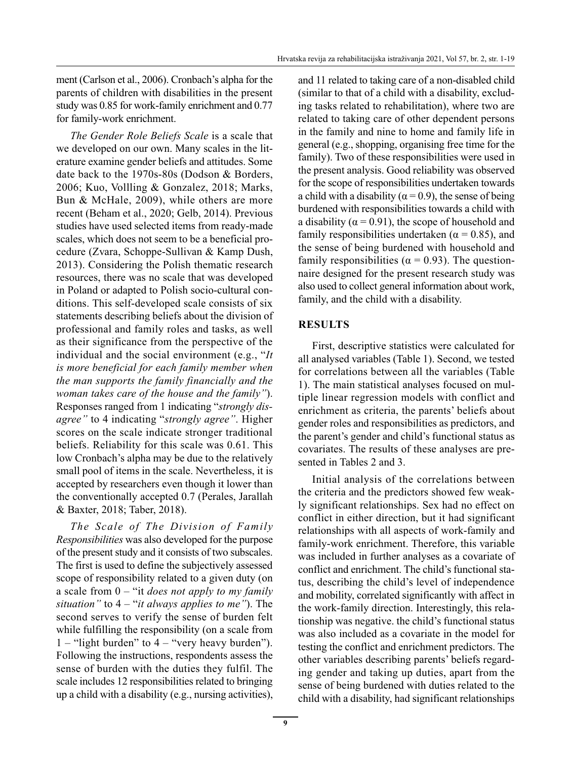ment (Carlson et al., 2006). Cronbach's alpha for the parents of children with disabilities in the present study was 0.85 for work-family enrichment and 0.77 for family-work enrichment.

*The Gender Role Beliefs Scale* is a scale that we developed on our own. Many scales in the literature examine gender beliefs and attitudes. Some date back to the 1970s-80s (Dodson & Borders, 2006; Kuo, Vollling & Gonzalez, 2018; Marks, Bun & McHale, 2009), while others are more recent (Beham et al., 2020; Gelb, 2014). Previous studies have used selected items from ready-made scales, which does not seem to be a beneficial procedure (Zvara, Schoppe-Sullivan & Kamp Dush, 2013). Considering the Polish thematic research resources, there was no scale that was developed in Poland or adapted to Polish socio-cultural conditions. This self-developed scale consists of six statements describing beliefs about the division of professional and family roles and tasks, as well as their significance from the perspective of the individual and the social environment (e.g., "*It is more beneficial for each family member when the man supports the family financially and the woman takes care of the house and the family"*). Responses ranged from 1 indicating "*strongly disagree"* to 4 indicating "*strongly agree"*. Higher scores on the scale indicate stronger traditional beliefs. Reliability for this scale was 0.61. This low Cronbach's alpha may be due to the relatively small pool of items in the scale. Nevertheless, it is accepted by researchers even though it lower than the conventionally accepted 0.7 (Perales, Jarallah & Baxter, 2018; Taber, 2018).

*The Scale of The Division of Family Responsibilities* was also developed for the purpose of the present study and it consists of two subscales. The first is used to define the subjectively assessed scope of responsibility related to a given duty (on a scale from 0 – "it *does not apply to my family situation"* to 4 – "*it always applies to me"*). The second serves to verify the sense of burden felt while fulfilling the responsibility (on a scale from 1 – "light burden" to 4 – "very heavy burden"). Following the instructions, respondents assess the sense of burden with the duties they fulfil. The scale includes 12 responsibilities related to bringing up a child with a disability (e.g., nursing activities), and 11 related to taking care of a non-disabled child (similar to that of a child with a disability, excluding tasks related to rehabilitation), where two are related to taking care of other dependent persons in the family and nine to home and family life in general (e.g., shopping, organising free time for the family). Two of these responsibilities were used in the present analysis. Good reliability was observed for the scope of responsibilities undertaken towards a child with a disability ($\alpha = 0.9$), the sense of being burdened with responsibilities towards a child with a disability ($\alpha = 0.91$), the scope of household and family responsibilities undertaken ($\alpha = 0.85$), and the sense of being burdened with household and family responsibilities ($\alpha = 0.93$). The questionnaire designed for the present research study was also used to collect general information about work, family, and the child with a disability.

## RESULTS

First, descriptive statistics were calculated for all analysed variables (Table 1). Second, we tested for correlations between all the variables (Table 1). The main statistical analyses focused on multiple linear regression models with conflict and enrichment as criteria, the parents' beliefs about gender roles and responsibilities as predictors, and the parent's gender and child's functional status as covariates. The results of these analyses are presented in Tables 2 and 3.

Initial analysis of the correlations between the criteria and the predictors showed few weakly significant relationships. Sex had no effect on conflict in either direction, but it had significant relationships with all aspects of work-family and family-work enrichment. Therefore, this variable was included in further analyses as a covariate of conflict and enrichment. The child's functional status, describing the child's level of independence and mobility, correlated significantly with affect in the work-family direction. Interestingly, this relationship was negative. the child's functional status was also included as a covariate in the model for testing the conflict and enrichment predictors. The other variables describing parents' beliefs regarding gender and taking up duties, apart from the sense of being burdened with duties related to the child with a disability, had significant relationships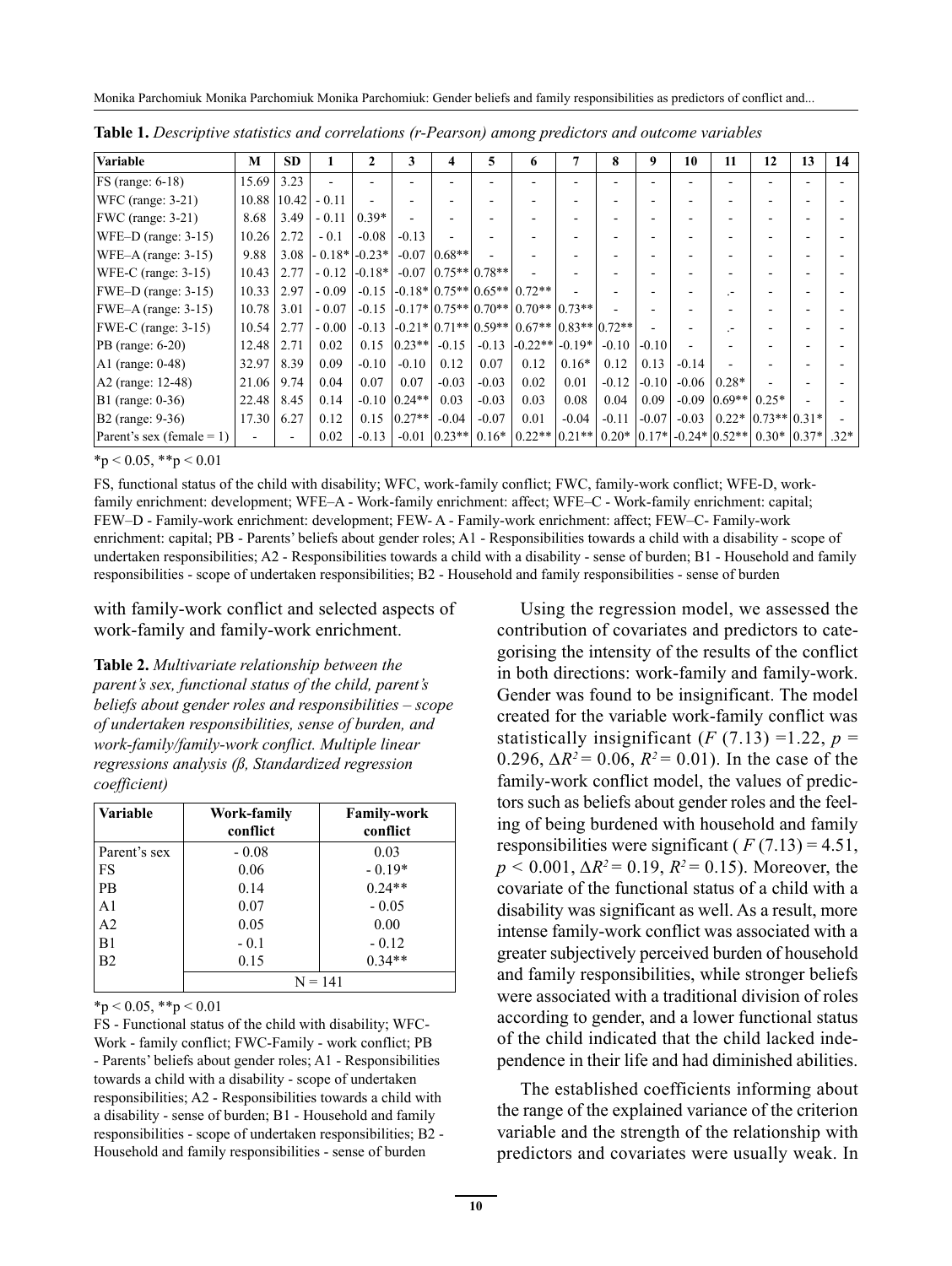**Table 1.** *Descriptive statistics and correlations (r-Pearson) among predictors and outcome variables*

| Variable | M | SD | 1 | 2 | 3 | 4 | 5 | 6 | 7 | 8 | 9 | 10 | 11 | 12 | 13 | 14 |
|---|---|---|---|---|---|---|---|---|---|---|---|---|---|---|---|---|
| FS (range: 6-18) | 15.69 | 3.23 | - | - | - | - | - | - | - | - | - | - | - | - | - | - |
| WFC (range: 3-21) | 10.88 | 10.42 | - 0.11 | - | - | - | - | - | - | - | - | - | - | - | - | - |
| FWC (range: 3-21) | 8.68 | 3.49 | - 0.11 | 0.39* | - | - | - | - | - | - | - | - | - | - | - | - |
| WFE–D (range: 3-15) | 10.26 | 2.72 | - 0.1 | -0.08 | -0.13 | - | - | - | - | - | - | - | - | - | - | - |
| WFE–A (range: 3-15) | 9.88 | 3.08 | - 0.18* | -0.23* | -0.07 | 0.68** | - | - | - | - | - | - | - | - | - | - |
| WFE-C (range: 3-15) | 10.43 | 2.77 | - 0.12 | -0.18* | -0.07 | 0.75** | 0.78** | - | - | - | - | - | - | - | - | - |
| FWE–D (range: 3-15) | 10.33 | 2.97 | - 0.09 | -0.15 | -0.18* | 0.75** | 0.65** | 0.72** | - | - | - | - | .- | - | - | - |
| FWE–A (range: 3-15) | 10.78 | 3.01 | - 0.07 | -0.15 | -0.17* | 0.75** | 0.70** | 0.70** | 0.73** | - | - | - | - | - | - | - |
| FWE-C (range: 3-15) | 10.54 | 2.77 | - 0.00 | -0.13 | -0.21* | 0.71** | 0.59** | 0.67** | 0.83** | 0.72** | - | - | .- | - | - | - |
| PB (range: 6-20) | 12.48 | 2.71 | 0.02 | 0.15 | 0.23** | -0.15 | -0.13 | -0.22** | -0.19* | -0.10 | -0.10 | - | - | - | - | - |
| A1 (range: 0-48) | 32.97 | 8.39 | 0.09 | -0.10 | -0.10 | 0.12 | 0.07 | 0.12 | 0.16* | 0.12 | 0.13 | -0.14 | - | - | - | - |
| A2 (range: 12-48) | 21.06 | 9.74 | 0.04 | 0.07 | 0.07 | -0.03 | -0.03 | 0.02 | 0.01 | -0.12 | -0.10 | -0.06 | 0.28* | - | - | - |
| B1 (range: 0-36) | 22.48 | 8.45 | 0.14 | -0.10 | 0.24** | 0.03 | -0.03 | 0.03 | 0.08 | 0.04 | 0.09 | -0.09 | 0.69** | 0.25* | - | - |
| B2 (range: 9-36) | 17.30 | 6.27 | 0.12 | 0.15 | 0.27** | -0.04 | -0.07 | 0.01 | -0.04 | -0.11 | -0.07 | -0.03 | 0.22* | 0.73** | 0.31* | - |
| Parent's sex (female = 1) | - | - | 0.02 | -0.13 | -0.01 | 0.23** | 0.16* | 0.22** | 0.21** | 0.20* | 0.17* | -0.24* | 0.52** | 0.30* | 0.37* | .32* |

*p < 0.05, **p < 0.01

FS, functional status of the child with disability; WFC, work-family conflict; FWC, family-work conflict; WFE-D, work-family enrichment: development; WFE–A - Work-family enrichment: affect; WFE–C - Work-family enrichment: capital; FEW–D - Family-work enrichment: development; FEW- A - Family-work enrichment: affect; FEW–C- Family-work enrichment: capital; PB - Parents' beliefs about gender roles; A1 - Responsibilities towards a child with a disability - scope of undertaken responsibilities; A2 - Responsibilities towards a child with a disability - sense of burden; B1 - Household and family responsibilities - scope of undertaken responsibilities; B2 - Household and family responsibilities - sense of burden

with family-work conflict and selected aspects of work-family and family-work enrichment.

**Table 2.** *Multivariate relationship between the parent's sex, functional status of the child, parent's beliefs about gender roles and responsibilities – scope of undertaken responsibilities, sense of burden, and work-family/family-work conflict. Multiple linear regressions analysis (β, Standardized regression coefficient)*

| Variable | Work-family conflict | Family-work conflict |
|---|---|---|
| Parent's sex | - 0.08 | 0.03 |
| FS | 0.06 | - 0.19* |
| PB | 0.14 | 0.24** |
| A1 | 0.07 | - 0.05 |
| A2 | 0.05 | 0.00 |
| B1 | - 0.1 | - 0.12 |
| B2 | 0.15 | 0.34** |
| | N = 141 | |

*p < 0.05, **p < 0.01

FS - Functional status of the child with disability; WFC-Work - family conflict; FWC-Family - work conflict; PB - Parents' beliefs about gender roles; A1 - Responsibilities towards a child with a disability - scope of undertaken responsibilities; A2 - Responsibilities towards a child with a disability - sense of burden; B1 - Household and family responsibilities - scope of undertaken responsibilities; B2 - Household and family responsibilities - sense of burden

Using the regression model, we assessed the contribution of covariates and predictors to categorising the intensity of the results of the conflict in both directions: work-family and family-work. Gender was found to be insignificant. The model created for the variable work-family conflict was statistically insignificant ($F$ (7.13) =1.22, $p$ = 0.296, $\Delta R^2 = 0.06$, $R^2 = 0.01$). In the case of the family-work conflict model, the values of predictors such as beliefs about gender roles and the feeling of being burdened with household and family responsibilities were significant ( $F$ (7.13) = 4.51, $p < 0.001$, $\Delta R^2 = 0.19$, $R^2 = 0.15$). Moreover, the covariate of the functional status of a child with a disability was significant as well. As a result, more intense family-work conflict was associated with a greater subjectively perceived burden of household and family responsibilities, while stronger beliefs were associated with a traditional division of roles according to gender, and a lower functional status of the child indicated that the child lacked independence in their life and had diminished abilities.

The established coefficients informing about the range of the explained variance of the criterion variable and the strength of the relationship with predictors and covariates were usually weak. In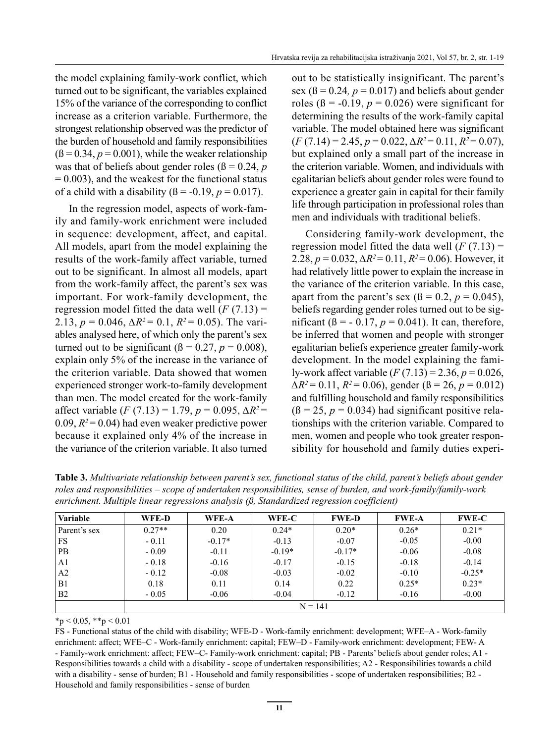the model explaining family-work conflict, which turned out to be significant, the variables explained 15% of the variance of the corresponding to conflict increase as a criterion variable. Furthermore, the strongest relationship observed was the predictor of the burden of household and family responsibilities ($ß = 0.34$, $p = 0.001$), while the weaker relationship was that of beliefs about gender roles ($ß = 0.24$, $p = 0.003$), and the weakest for the functional status of a child with a disability ($ß = -0.19$, $p = 0.017$).

In the regression model, aspects of work-family and family-work enrichment were included in sequence: development, affect, and capital. All models, apart from the model explaining the results of the work-family affect variable, turned out to be significant. In almost all models, apart from the work-family affect, the parent's sex was important. For work-family development, the regression model fitted the data well ($F$ (7.13) = 2.13, $p = 0.046$, $\Delta R^2 = 0.1$, $R^2 = 0.05$). The variables analysed here, of which only the parent's sex turned out to be significant ($ß = 0.27$, $p = 0.008$), explain only 5% of the increase in the variance of the criterion variable. Data showed that women experienced stronger work-to-family development than men. The model created for the work-family affect variable ($F$ (7.13) = 1.79, $p = 0.095$, $\Delta R^2 = 0.09$, $R^2 = 0.04$) had even weaker predictive power because it explained only 4% of the increase in the variance of the criterion variable. It also turned out to be statistically insignificant. The parent's sex ($ß = 0.24$, $p = 0.017$) and beliefs about gender roles ($ß = -0.19$, $p = 0.026$) were significant for determining the results of the work-family capital variable. The model obtained here was significant ($F$ (7.14) = 2.45, $p = 0.022$, $\Delta R^2 = 0.11$, $R^2 = 0.07$), but explained only a small part of the increase in the criterion variable. Women, and individuals with egalitarian beliefs about gender roles were found to experience a greater gain in capital for their family life through participation in professional roles than men and individuals with traditional beliefs.

Considering family-work development, the regression model fitted the data well ($F$ (7.13) = 2.28, $p = 0.032$, $\Delta R^2 = 0.11$, $R^2 = 0.06$). However, it had relatively little power to explain the increase in the variance of the criterion variable. In this case, apart from the parent's sex ($ß = 0.2$, $p = 0.045$), beliefs regarding gender roles turned out to be significant ($ß = - 0.17$, $p = 0.041$). It can, therefore, be inferred that women and people with stronger egalitarian beliefs experience greater family-work development. In the model explaining the family-work affect variable ($F$ (7.13) = 2.36, $p = 0.026$, $\Delta R^2 = 0.11$, $R^2 = 0.06$), gender ($ß = 26$, $p = 0.012$) and fulfilling household and family responsibilities ($ß = 25$, $p = 0.034$) had significant positive relationships with the criterion variable. Compared to men, women and people who took greater responsibility for household and family duties experi-

**Table 3.** *Multivariate relationship between parent's sex, functional status of the child, parent's beliefs about gender roles and responsibilities – scope of undertaken responsibilities, sense of burden, and work-family/family-work enrichment. Multiple linear regressions analysis (ß, Standardized regression coefficient)*

| Variable | WFE-D | WFE-A | WFE-C | FWE-D | FWE-A | FWE-C |
|---|---|---|---|---|---|---|
| Parent's sex | 0.27** | 0.20 | 0.24* | 0.20* | 0.26* | 0.21* |
| FS | - 0.11 | -0.17* | -0.13 | -0.07 | -0.05 | -0.00 |
| PB | - 0.09 | -0.11 | -0.19* | -0.17* | -0.06 | -0.08 |
| A1 | - 0.18 | -0.16 | -0.17 | -0.15 | -0.18 | -0.14 |
| A2 | - 0.12 | -0.08 | -0.03 | -0.02 | -0.10 | -0.25* |
| B1 | 0.18 | 0.11 | 0.14 | 0.22 | 0.25* | 0.23* |
| B2 | - 0.05 | -0.06 | -0.04 | -0.12 | -0.16 | -0.00 |
| | N = 141 | | | | | |

*p < 0.05, **p < 0.01

FS - Functional status of the child with disability; WFE-D - Work-family enrichment: development; WFE–A - Work-family enrichment: affect; WFE–C - Work-family enrichment: capital; FEW–D - Family-work enrichment: development; FEW- A - Family-work enrichment: affect; FEW–C- Family-work enrichment: capital; PB - Parents' beliefs about gender roles; A1 - Responsibilities towards a child with a disability - scope of undertaken responsibilities; A2 - Responsibilities towards a child with a disability - sense of burden; B1 - Household and family responsibilities - scope of undertaken responsibilities; B2 - Household and family responsibilities - sense of burden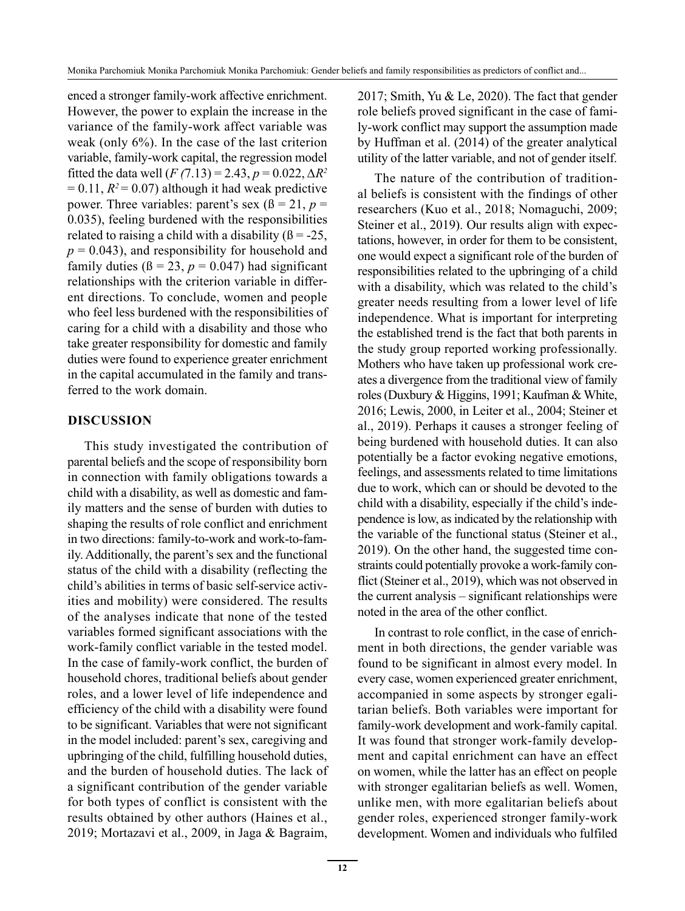enced a stronger family-work affective enrichment. However, the power to explain the increase in the variance of the family-work affect variable was weak (only 6%). In the case of the last criterion variable, family-work capital, the regression model fitted the data well ($F(7.13) = 2.43$, $p = 0.022$, $\Delta R^2 = 0.11$, $R^2 = 0.07$) although it had weak predictive power. Three variables: parent's sex ($\beta = 21$, $p = 0.035$), feeling burdened with the responsibilities related to raising a child with a disability ($\beta = -25$, $p = 0.043$), and responsibility for household and family duties ($\beta = 23$, $p = 0.047$) had significant relationships with the criterion variable in different directions. To conclude, women and people who feel less burdened with the responsibilities of caring for a child with a disability and those who take greater responsibility for domestic and family duties were found to experience greater enrichment in the capital accumulated in the family and transferred to the work domain.

## DISCUSSION

This study investigated the contribution of parental beliefs and the scope of responsibility born in connection with family obligations towards a child with a disability, as well as domestic and family matters and the sense of burden with duties to shaping the results of role conflict and enrichment in two directions: family-to-work and work-to-family. Additionally, the parent's sex and the functional status of the child with a disability (reflecting the child's abilities in terms of basic self-service activities and mobility) were considered. The results of the analyses indicate that none of the tested variables formed significant associations with the work-family conflict variable in the tested model. In the case of family-work conflict, the burden of household chores, traditional beliefs about gender roles, and a lower level of life independence and efficiency of the child with a disability were found to be significant. Variables that were not significant in the model included: parent's sex, caregiving and upbringing of the child, fulfilling household duties, and the burden of household duties. The lack of a significant contribution of the gender variable for both types of conflict is consistent with the results obtained by other authors (Haines et al., 2019; Mortazavi et al., 2009, in Jaga & Bagraim, 2017; Smith, Yu & Le, 2020). The fact that gender role beliefs proved significant in the case of family-work conflict may support the assumption made by Huffman et al. (2014) of the greater analytical utility of the latter variable, and not of gender itself.

The nature of the contribution of traditional beliefs is consistent with the findings of other researchers (Kuo et al., 2018; Nomaguchi, 2009; Steiner et al., 2019). Our results align with expectations, however, in order for them to be consistent, one would expect a significant role of the burden of responsibilities related to the upbringing of a child with a disability, which was related to the child's greater needs resulting from a lower level of life independence. What is important for interpreting the established trend is the fact that both parents in the study group reported working professionally. Mothers who have taken up professional work creates a divergence from the traditional view of family roles (Duxbury & Higgins, 1991; Kaufman & White, 2016; Lewis, 2000, in Leiter et al., 2004; Steiner et al., 2019). Perhaps it causes a stronger feeling of being burdened with household duties. It can also potentially be a factor evoking negative emotions, feelings, and assessments related to time limitations due to work, which can or should be devoted to the child with a disability, especially if the child's independence is low, as indicated by the relationship with the variable of the functional status (Steiner et al., 2019). On the other hand, the suggested time constraints could potentially provoke a work-family conflict (Steiner et al., 2019), which was not observed in the current analysis – significant relationships were noted in the area of the other conflict.

In contrast to role conflict, in the case of enrichment in both directions, the gender variable was found to be significant in almost every model. In every case, women experienced greater enrichment, accompanied in some aspects by stronger egalitarian beliefs. Both variables were important for family-work development and work-family capital. It was found that stronger work-family development and capital enrichment can have an effect on women, while the latter has an effect on people with stronger egalitarian beliefs as well. Women, unlike men, with more egalitarian beliefs about gender roles, experienced stronger family-work development. Women and individuals who fulfiled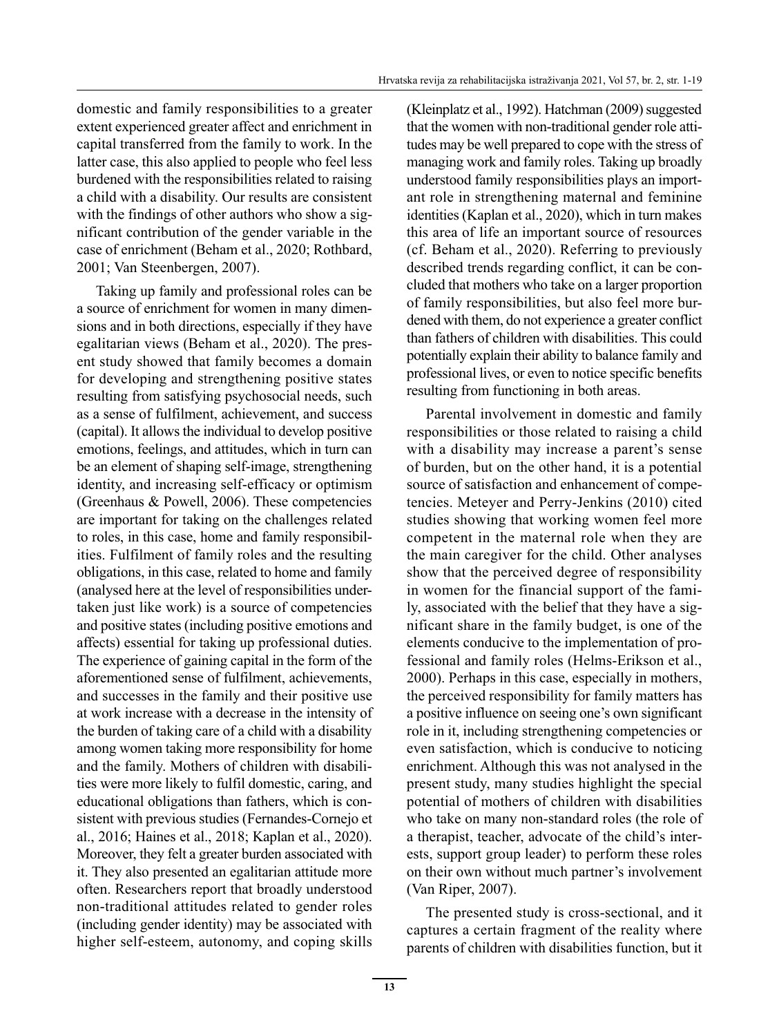domestic and family responsibilities to a greater extent experienced greater affect and enrichment in capital transferred from the family to work. In the latter case, this also applied to people who feel less burdened with the responsibilities related to raising a child with a disability. Our results are consistent with the findings of other authors who show a significant contribution of the gender variable in the case of enrichment (Beham et al., 2020; Rothbard, 2001; Van Steenbergen, 2007).

Taking up family and professional roles can be a source of enrichment for women in many dimensions and in both directions, especially if they have egalitarian views (Beham et al., 2020). The present study showed that family becomes a domain for developing and strengthening positive states resulting from satisfying psychosocial needs, such as a sense of fulfilment, achievement, and success (capital). It allows the individual to develop positive emotions, feelings, and attitudes, which in turn can be an element of shaping self-image, strengthening identity, and increasing self-efficacy or optimism (Greenhaus & Powell, 2006). These competencies are important for taking on the challenges related to roles, in this case, home and family responsibilities. Fulfilment of family roles and the resulting obligations, in this case, related to home and family (analysed here at the level of responsibilities undertaken just like work) is a source of competencies and positive states (including positive emotions and affects) essential for taking up professional duties. The experience of gaining capital in the form of the aforementioned sense of fulfilment, achievements, and successes in the family and their positive use at work increase with a decrease in the intensity of the burden of taking care of a child with a disability among women taking more responsibility for home and the family. Mothers of children with disabilities were more likely to fulfil domestic, caring, and educational obligations than fathers, which is consistent with previous studies (Fernandes-Cornejo et al., 2016; Haines et al., 2018; Kaplan et al., 2020). Moreover, they felt a greater burden associated with it. They also presented an egalitarian attitude more often. Researchers report that broadly understood non-traditional attitudes related to gender roles (including gender identity) may be associated with higher self-esteem, autonomy, and coping skills (Kleinplatz et al., 1992). Hatchman (2009) suggested that the women with non-traditional gender role attitudes may be well prepared to cope with the stress of managing work and family roles. Taking up broadly understood family responsibilities plays an important role in strengthening maternal and feminine identities (Kaplan et al., 2020), which in turn makes this area of life an important source of resources (cf. Beham et al., 2020). Referring to previously described trends regarding conflict, it can be concluded that mothers who take on a larger proportion of family responsibilities, but also feel more burdened with them, do not experience a greater conflict than fathers of children with disabilities. This could potentially explain their ability to balance family and professional lives, or even to notice specific benefits resulting from functioning in both areas.

Parental involvement in domestic and family responsibilities or those related to raising a child with a disability may increase a parent's sense of burden, but on the other hand, it is a potential source of satisfaction and enhancement of competencies. Meteyer and Perry-Jenkins (2010) cited studies showing that working women feel more competent in the maternal role when they are the main caregiver for the child. Other analyses show that the perceived degree of responsibility in women for the financial support of the family, associated with the belief that they have a significant share in the family budget, is one of the elements conducive to the implementation of professional and family roles (Helms-Erikson et al., 2000). Perhaps in this case, especially in mothers, the perceived responsibility for family matters has a positive influence on seeing one's own significant role in it, including strengthening competencies or even satisfaction, which is conducive to noticing enrichment. Although this was not analysed in the present study, many studies highlight the special potential of mothers of children with disabilities who take on many non-standard roles (the role of a therapist, teacher, advocate of the child's interests, support group leader) to perform these roles on their own without much partner's involvement (Van Riper, 2007).

The presented study is cross-sectional, and it captures a certain fragment of the reality where parents of children with disabilities function, but it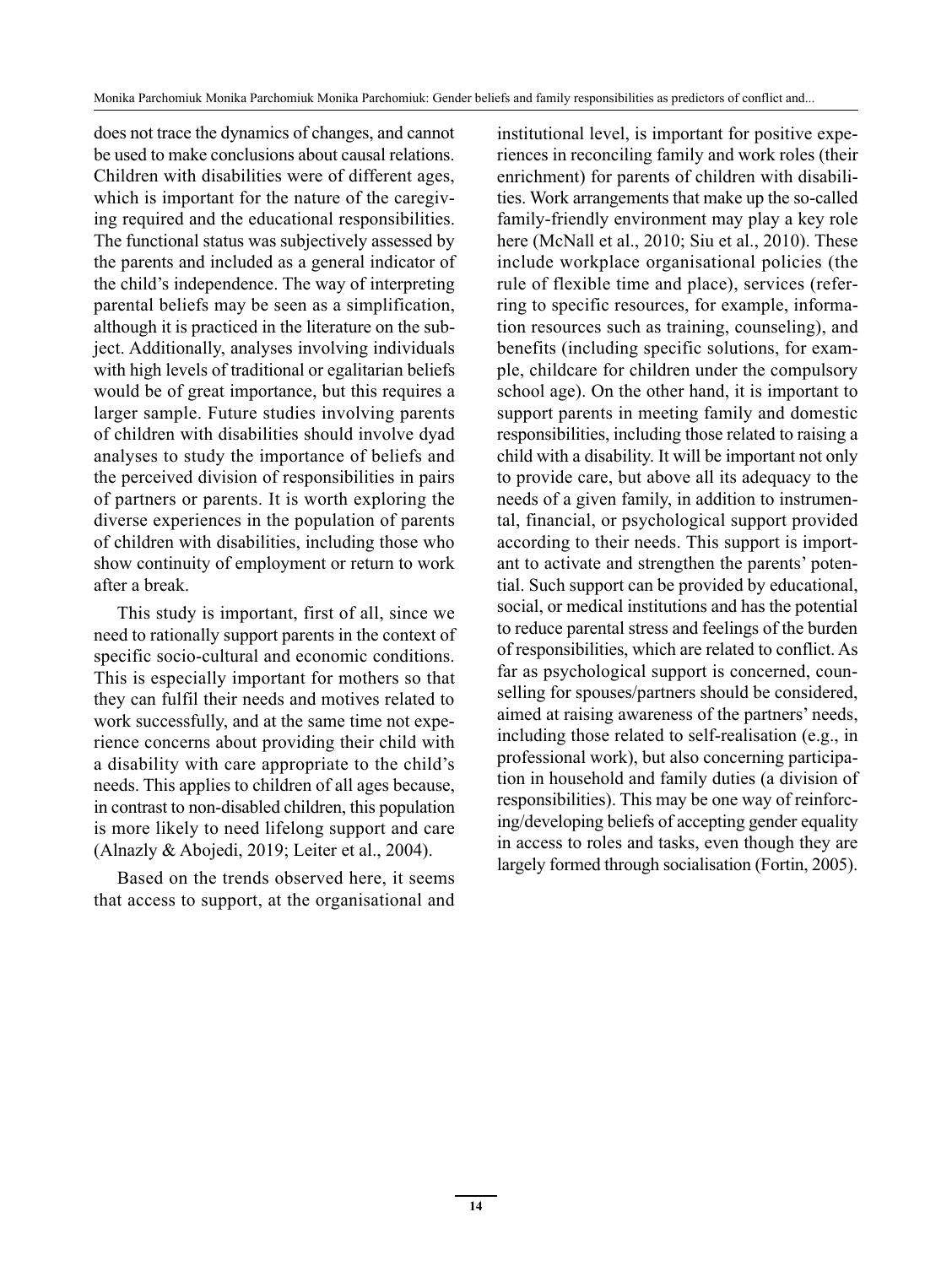does not trace the dynamics of changes, and cannot be used to make conclusions about causal relations. Children with disabilities were of different ages, which is important for the nature of the caregiving required and the educational responsibilities. The functional status was subjectively assessed by the parents and included as a general indicator of the child's independence. The way of interpreting parental beliefs may be seen as a simplification, although it is practiced in the literature on the subject. Additionally, analyses involving individuals with high levels of traditional or egalitarian beliefs would be of great importance, but this requires a larger sample. Future studies involving parents of children with disabilities should involve dyad analyses to study the importance of beliefs and the perceived division of responsibilities in pairs of partners or parents. It is worth exploring the diverse experiences in the population of parents of children with disabilities, including those who show continuity of employment or return to work after a break.

This study is important, first of all, since we need to rationally support parents in the context of specific socio-cultural and economic conditions. This is especially important for mothers so that they can fulfil their needs and motives related to work successfully, and at the same time not experience concerns about providing their child with a disability with care appropriate to the child's needs. This applies to children of all ages because, in contrast to non-disabled children, this population is more likely to need lifelong support and care (Alnazly & Abojedi, 2019; Leiter et al., 2004).

Based on the trends observed here, it seems that access to support, at the organisational and institutional level, is important for positive experiences in reconciling family and work roles (their enrichment) for parents of children with disabilities. Work arrangements that make up the so-called family-friendly environment may play a key role here (McNall et al., 2010; Siu et al., 2010). These include workplace organisational policies (the rule of flexible time and place), services (referring to specific resources, for example, information resources such as training, counseling), and benefits (including specific solutions, for example, childcare for children under the compulsory school age). On the other hand, it is important to support parents in meeting family and domestic responsibilities, including those related to raising a child with a disability. It will be important not only to provide care, but above all its adequacy to the needs of a given family, in addition to instrumental, financial, or psychological support provided according to their needs. This support is important to activate and strengthen the parents' potential. Such support can be provided by educational, social, or medical institutions and has the potential to reduce parental stress and feelings of the burden of responsibilities, which are related to conflict. As far as psychological support is concerned, counselling for spouses/partners should be considered, aimed at raising awareness of the partners' needs, including those related to self-realisation (e.g., in professional work), but also concerning participation in household and family duties (a division of responsibilities). This may be one way of reinforcing/developing beliefs of accepting gender equality in access to roles and tasks, even though they are largely formed through socialisation (Fortin, 2005).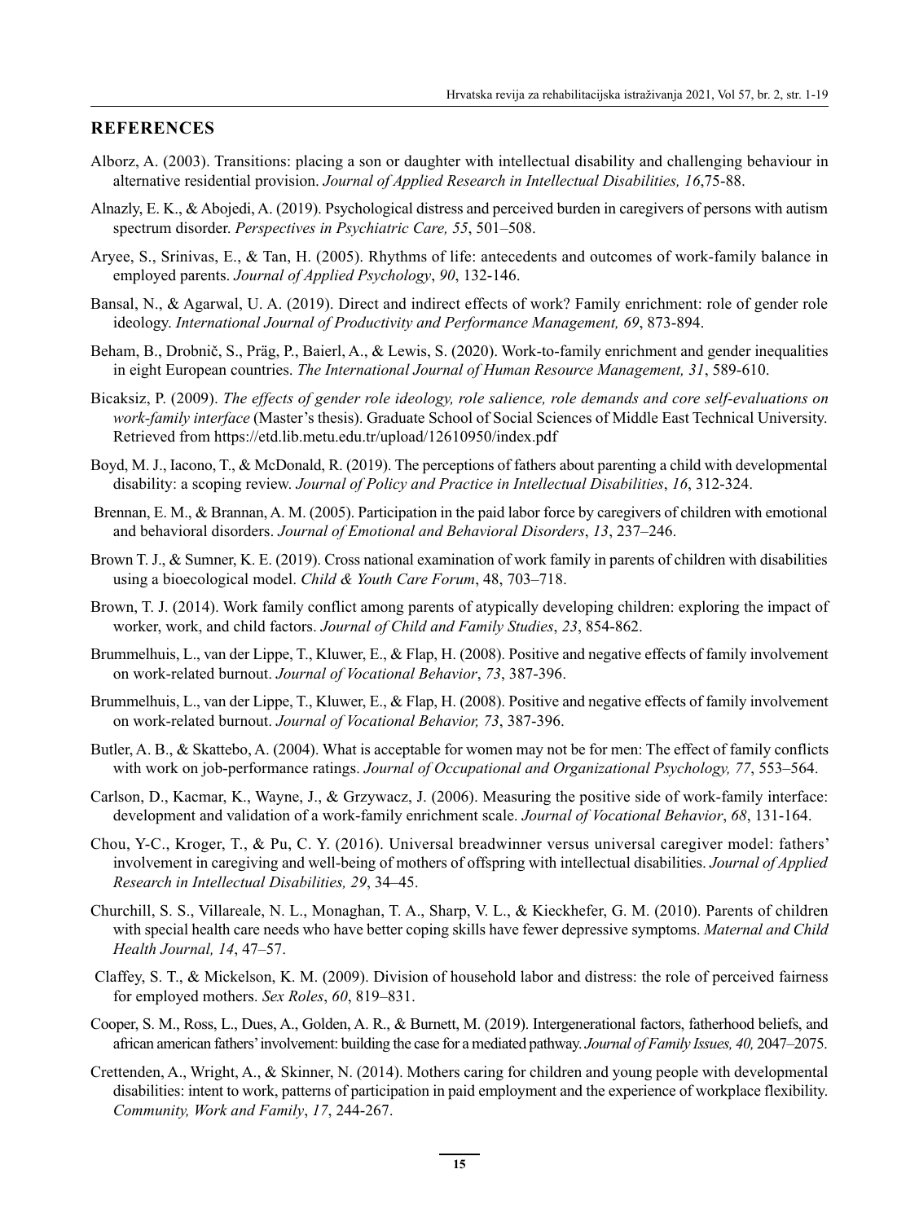## REFERENCES

Alborz, A. (2003). Transitions: placing a son or daughter with intellectual disability and challenging behaviour in alternative residential provision. *Journal of Applied Research in Intellectual Disabilities, 16*,75-88.

Alnazly, E. K., & Abojedi, A. (2019). Psychological distress and perceived burden in caregivers of persons with autism spectrum disorder. *Perspectives in Psychiatric Care, 55*, 501–508.

Aryee, S., Srinivas, E., & Tan, H. (2005). Rhythms of life: antecedents and outcomes of work-family balance in employed parents. *Journal of Applied Psychology*, *90*, 132-146.

Bansal, N., & Agarwal, U. A. (2019). Direct and indirect effects of work? Family enrichment: role of gender role ideology. *International Journal of Productivity and Performance Management, 69*, 873-894.

Beham, B., Drobnič, S., Präg, P., Baierl, A., & Lewis, S. (2020). Work-to-family enrichment and gender inequalities in eight European countries. *The International Journal of Human Resource Management, 31*, 589-610.

Bicaksiz, P. (2009). *The effects of gender role ideology, role salience, role demands and core self-evaluations on work-family interface* (Master's thesis). Graduate School of Social Sciences of Middle East Technical University. Retrieved from https://etd.lib.metu.edu.tr/upload/12610950/index.pdf

Boyd, M. J., Iacono, T., & McDonald, R. (2019). The perceptions of fathers about parenting a child with developmental disability: a scoping review. *Journal of Policy and Practice in Intellectual Disabilities*, *16*, 312-324.

Brennan, E. M., & Brannan, A. M. (2005). Participation in the paid labor force by caregivers of children with emotional and behavioral disorders. *Journal of Emotional and Behavioral Disorders*, *13*, 237–246.

Brown T. J., & Sumner, K. E. (2019). Cross national examination of work family in parents of children with disabilities using a bioecological model. *Child & Youth Care Forum*, 48, 703–718.

Brown, T. J. (2014). Work family conflict among parents of atypically developing children: exploring the impact of worker, work, and child factors. *Journal of Child and Family Studies*, *23*, 854-862.

Brummelhuis, L., van der Lippe, T., Kluwer, E., & Flap, H. (2008). Positive and negative effects of family involvement on work-related burnout. *Journal of Vocational Behavior*, *73*, 387-396.

Brummelhuis, L., van der Lippe, T., Kluwer, E., & Flap, H. (2008). Positive and negative effects of family involvement on work-related burnout. *Journal of Vocational Behavior, 73*, 387-396.

Butler, A. B., & Skattebo, A. (2004). What is acceptable for women may not be for men: The effect of family conflicts with work on job-performance ratings. *Journal of Occupational and Organizational Psychology, 77*, 553–564.

Carlson, D., Kacmar, K., Wayne, J., & Grzywacz, J. (2006). Measuring the positive side of work-family interface: development and validation of a work-family enrichment scale. *Journal of Vocational Behavior*, *68*, 131-164.

Chou, Y-C., Kroger, T., & Pu, C. Y. (2016). Universal breadwinner versus universal caregiver model: fathers' involvement in caregiving and well-being of mothers of offspring with intellectual disabilities. *Journal of Applied Research in Intellectual Disabilities, 29*, 34–45.

Churchill, S. S., Villareale, N. L., Monaghan, T. A., Sharp, V. L., & Kieckhefer, G. M. (2010). Parents of children with special health care needs who have better coping skills have fewer depressive symptoms. *Maternal and Child Health Journal, 14*, 47–57.

Claffey, S. T., & Mickelson, K. M. (2009). Division of household labor and distress: the role of perceived fairness for employed mothers. *Sex Roles*, *60*, 819–831.

Cooper, S. M., Ross, L., Dues, A., Golden, A. R., & Burnett, M. (2019). Intergenerational factors, fatherhood beliefs, and african american fathers' involvement: building the case for a mediated pathway. *Journal of Family Issues, 40,* 2047–2075.

Crettenden, A., Wright, A., & Skinner, N. (2014). Mothers caring for children and young people with developmental disabilities: intent to work, patterns of participation in paid employment and the experience of workplace flexibility. *Community, Work and Family*, *17*, 244-267.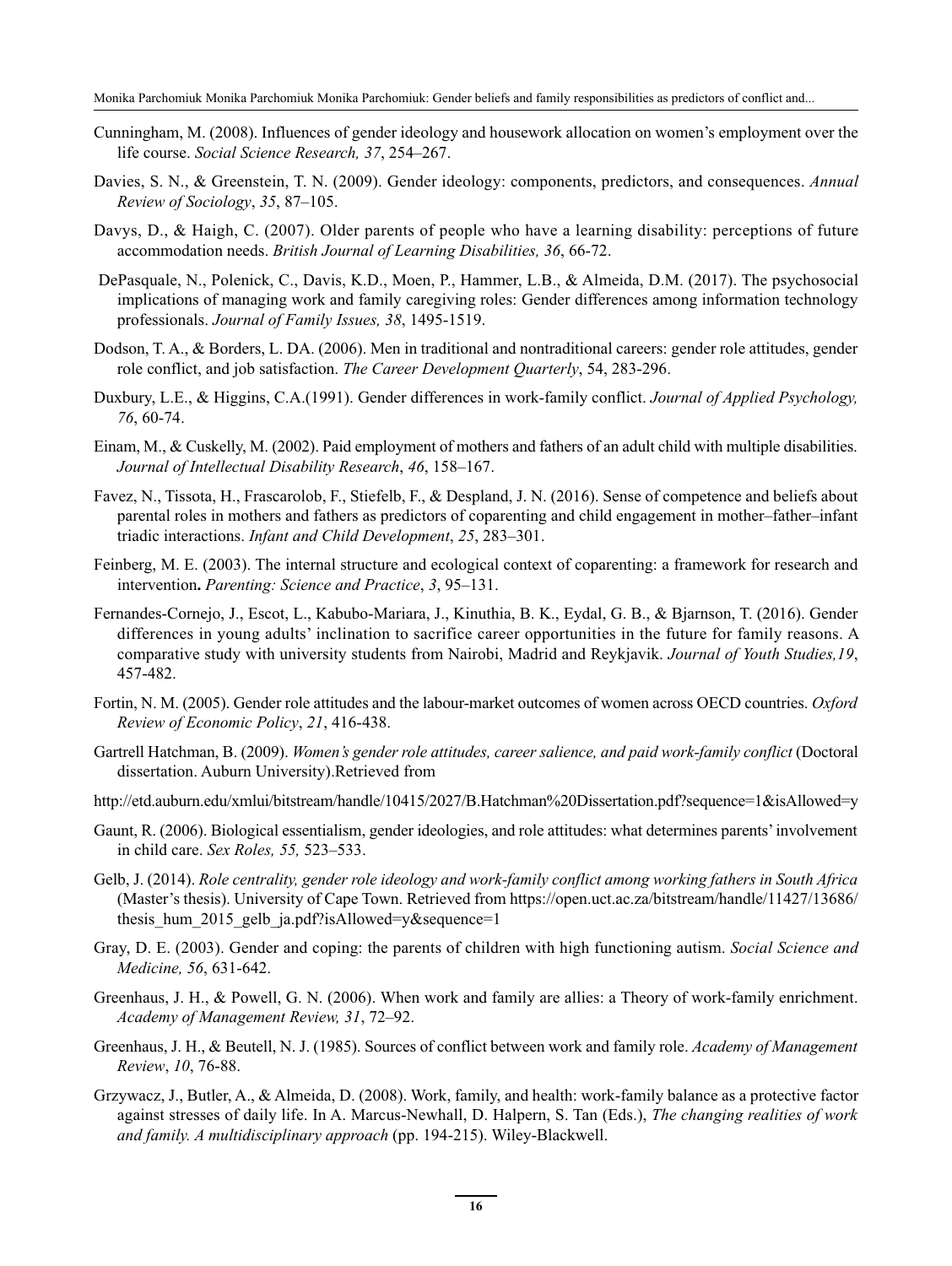Cunningham, M. (2008). Influences of gender ideology and housework allocation on women's employment over the life course. *Social Science Research, 37*, 254–267.

Davies, S. N., & Greenstein, T. N. (2009). Gender ideology: components, predictors, and consequences. *Annual Review of Sociology*, *35*, 87–105.

Davys, D., & Haigh, C. (2007). Older parents of people who have a learning disability: perceptions of future accommodation needs. *British Journal of Learning Disabilities, 36*, 66-72.

DePasquale, N., Polenick, C., Davis, K.D., Moen, P., Hammer, L.B., & Almeida, D.M. (2017). The psychosocial implications of managing work and family caregiving roles: Gender differences among information technology professionals. *Journal of Family Issues, 38*, 1495-1519.

Dodson, T. A., & Borders, L. DA. (2006). Men in traditional and nontraditional careers: gender role attitudes, gender role conflict, and job satisfaction. *The Career Development Quarterly*, 54, 283-296.

Duxbury, L.E., & Higgins, C.A.(1991). Gender differences in work-family conflict. *Journal of Applied Psychology, 76*, 60-74.

Einam, M., & Cuskelly, M. (2002). Paid employment of mothers and fathers of an adult child with multiple disabilities. *Journal of Intellectual Disability Research*, *46*, 158–167.

Favez, N., Tissota, H., Frascarolob, F., Stiefelb, F., & Despland, J. N. (2016). Sense of competence and beliefs about parental roles in mothers and fathers as predictors of coparenting and child engagement in mother–father–infant triadic interactions. *Infant and Child Development*, *25*, 283–301.

Feinberg, M. E. (2003). The internal structure and ecological context of coparenting: a framework for research and intervention**.** *Parenting: Science and Practice*, *3*, 95–131.

Fernandes-Cornejo, J., Escot, L., Kabubo-Mariara, J., Kinuthia, B. K., Eydal, G. B., & Bjarnson, T. (2016). Gender differences in young adults' inclination to sacrifice career opportunities in the future for family reasons. A comparative study with university students from Nairobi, Madrid and Reykjavik. *Journal of Youth Studies,19*, 457-482.

Fortin, N. M. (2005). Gender role attitudes and the labour-market outcomes of women across OECD countries. *Oxford Review of Economic Policy*, *21*, 416-438.

Gartrell Hatchman, B. (2009). *Women's gender role attitudes, career salience, and paid work-family conflict* (Doctoral dissertation. Auburn University).Retrieved from

http://etd.auburn.edu/xmlui/bitstream/handle/10415/2027/B.Hatchman%20Dissertation.pdf?sequence=1&isAllowed=y

Gaunt, R. (2006). Biological essentialism, gender ideologies, and role attitudes: what determines parents' involvement in child care. *Sex Roles, 55,* 523–533.

Gelb, J. (2014). *Role centrality, gender role ideology and work-family conflict among working fathers in South Africa* (Master's thesis). University of Cape Town. Retrieved from https://open.uct.ac.za/bitstream/handle/11427/13686/thesis_hum_2015_gelb_ja.pdf?isAllowed=y&sequence=1

Gray, D. E. (2003). Gender and coping: the parents of children with high functioning autism. *Social Science and Medicine, 56*, 631-642.

Greenhaus, J. H., & Powell, G. N. (2006). When work and family are allies: a Theory of work-family enrichment. *Academy of Management Review, 31*, 72–92.

Greenhaus, J. H., & Beutell, N. J. (1985). Sources of conflict between work and family role. *Academy of Management Review*, *10*, 76-88.

Grzywacz, J., Butler, A., & Almeida, D. (2008). Work, family, and health: work-family balance as a protective factor against stresses of daily life. In A. Marcus-Newhall, D. Halpern, S. Tan (Eds.), *The changing realities of work and family. A multidisciplinary approach* (pp. 194-215). Wiley-Blackwell.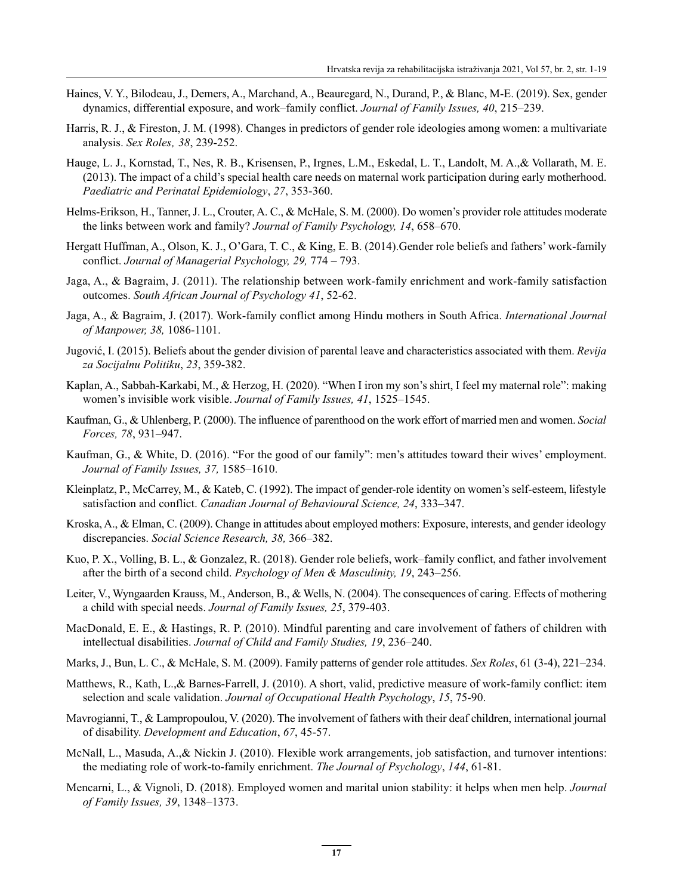Haines, V. Y., Bilodeau, J., Demers, A., Marchand, A., Beauregard, N., Durand, P., & Blanc, M-E. (2019). Sex, gender dynamics, differential exposure, and work–family conflict. *Journal of Family Issues, 40*, 215–239.

Harris, R. J., & Fireston, J. M. (1998). Changes in predictors of gender role ideologies among women: a multivariate analysis. *Sex Roles, 38*, 239-252.

Hauge, L. J., Kornstad, T., Nes, R. B., Krisensen, P., Irgnes, L.M., Eskedal, L. T., Landolt, M. A.,& Vollarath, M. E. (2013). The impact of a child's special health care needs on maternal work participation during early motherhood. *Paediatric and Perinatal Epidemiology*, *27*, 353-360.

Helms-Erikson, H., Tanner, J. L., Crouter, A. C., & McHale, S. M. (2000). Do women's provider role attitudes moderate the links between work and family? *Journal of Family Psychology, 14*, 658–670.

Hergatt Huffman, A., Olson, K. J., O'Gara, T. C., & King, E. B. (2014).Gender role beliefs and fathers' work-family conflict. *Journal of Managerial Psychology, 29,* 774 – 793.

Jaga, A., & Bagraim, J. (2011). The relationship between work-family enrichment and work-family satisfaction outcomes. *South African Journal of Psychology 41*, 52-62.

Jaga, A., & Bagraim, J. (2017). Work-family conflict among Hindu mothers in South Africa. *International Journal of Manpower, 38,* 1086-1101.

Jugović, I. (2015). Beliefs about the gender division of parental leave and characteristics associated with them. *Revija za Socijalnu Politiku*, *23*, 359-382.

Kaplan, A., Sabbah-Karkabi, M., & Herzog, H. (2020). "When I iron my son's shirt, I feel my maternal role": making women's invisible work visible. *Journal of Family Issues, 41*, 1525–1545.

Kaufman, G., & Uhlenberg, P. (2000). The influence of parenthood on the work effort of married men and women. *Social Forces, 78*, 931–947.

Kaufman, G., & White, D. (2016). "For the good of our family": men's attitudes toward their wives' employment. *Journal of Family Issues, 37,* 1585–1610.

Kleinplatz, P., McCarrey, M., & Kateb, C. (1992). The impact of gender-role identity on women's self-esteem, lifestyle satisfaction and conflict. *Canadian Journal of Behavioural Science, 24*, 333–347.

Kroska, A., & Elman, C. (2009). Change in attitudes about employed mothers: Exposure, interests, and gender ideology discrepancies. *Social Science Research, 38,* 366–382.

Kuo, P. X., Volling, B. L., & Gonzalez, R. (2018). Gender role beliefs, work–family conflict, and father involvement after the birth of a second child. *Psychology of Men & Masculinity, 19*, 243–256.

Leiter, V., Wyngaarden Krauss, M., Anderson, B., & Wells, N. (2004). The consequences of caring. Effects of mothering a child with special needs. *Journal of Family Issues, 25*, 379-403.

MacDonald, E. E., & Hastings, R. P. (2010). Mindful parenting and care involvement of fathers of children with intellectual disabilities. *Journal of Child and Family Studies, 19*, 236–240.

Marks, J., Bun, L. C., & McHale, S. M. (2009). Family patterns of gender role attitudes. *Sex Roles*, 61 (3-4), 221–234.

Matthews, R., Kath, L.,& Barnes-Farrell, J. (2010). A short, valid, predictive measure of work-family conflict: item selection and scale validation. *Journal of Occupational Health Psychology*, *15*, 75-90.

Mavrogianni, T., & Lampropoulou, V. (2020). The involvement of fathers with their deaf children, international journal of disability. *Development and Education*, *67*, 45-57.

McNall, L., Masuda, A.,& Nickin J. (2010). Flexible work arrangements, job satisfaction, and turnover intentions: the mediating role of work-to-family enrichment. *The Journal of Psychology*, *144*, 61-81.

Mencarni, L., & Vignoli, D. (2018). Employed women and marital union stability: it helps when men help. *Journal of Family Issues, 39*, 1348–1373.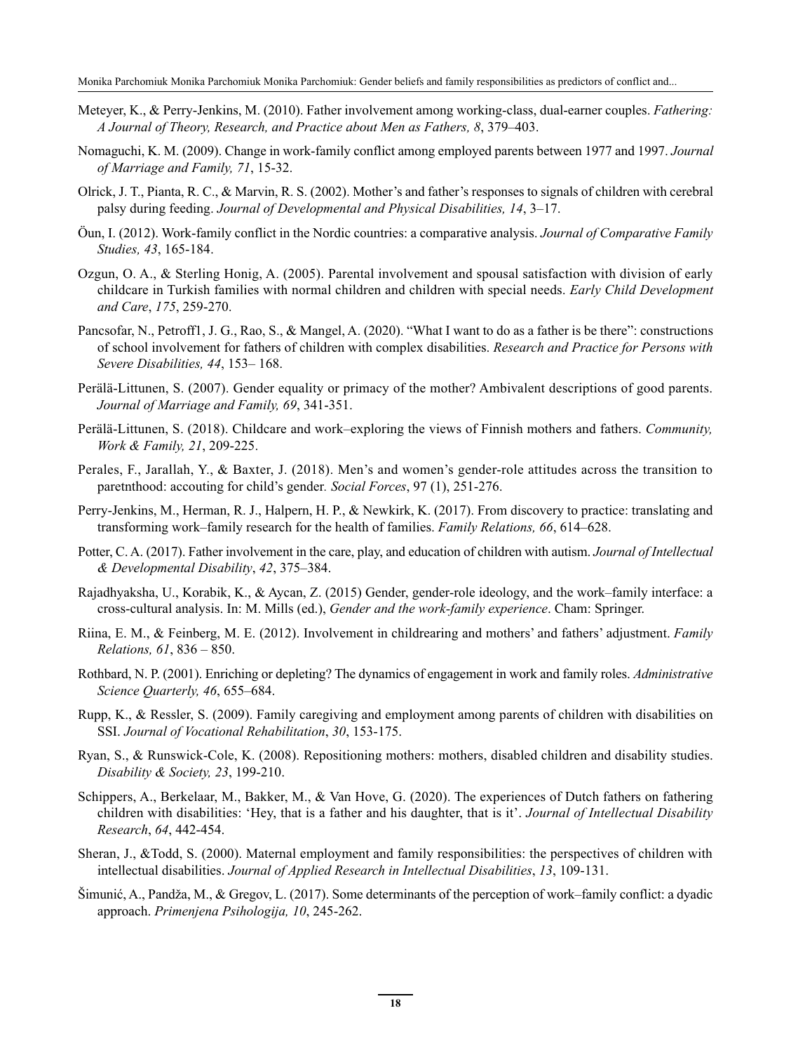Meteyer, K., & Perry-Jenkins, M. (2010). Father involvement among working-class, dual-earner couples. *Fathering: A Journal of Theory, Research, and Practice about Men as Fathers, 8*, 379–403.

Nomaguchi, K. M. (2009). Change in work-family conflict among employed parents between 1977 and 1997. *Journal of Marriage and Family, 71*, 15-32.

Olrick, J. T., Pianta, R. C., & Marvin, R. S. (2002). Mother's and father's responses to signals of children with cerebral palsy during feeding. *Journal of Developmental and Physical Disabilities, 14*, 3–17.

Öun, I. (2012). Work-family conflict in the Nordic countries: a comparative analysis. *Journal of Comparative Family Studies, 43*, 165-184.

Ozgun, O. A., & Sterling Honig, A. (2005). Parental involvement and spousal satisfaction with division of early childcare in Turkish families with normal children and children with special needs. *Early Child Development and Care*, *175*, 259-270.

Pancsofar, N., Petroff1, J. G., Rao, S., & Mangel, A. (2020). "What I want to do as a father is be there": constructions of school involvement for fathers of children with complex disabilities. *Research and Practice for Persons with Severe Disabilities, 44*, 153– 168.

Perälä-Littunen, S. (2007). Gender equality or primacy of the mother? Ambivalent descriptions of good parents. *Journal of Marriage and Family, 69*, 341-351.

Perälä-Littunen, S. (2018). Childcare and work–exploring the views of Finnish mothers and fathers. *Community, Work & Family, 21*, 209-225.

Perales, F., Jarallah, Y., & Baxter, J. (2018). Men's and women's gender-role attitudes across the transition to paretnthood: accouting for child's gender. *Social Forces*, 97 (1), 251-276.

Perry-Jenkins, M., Herman, R. J., Halpern, H. P., & Newkirk, K. (2017). From discovery to practice: translating and transforming work–family research for the health of families. *Family Relations, 66*, 614–628.

Potter, C. A. (2017). Father involvement in the care, play, and education of children with autism. *Journal of Intellectual & Developmental Disability*, *42*, 375–384.

Rajadhyaksha, U., Korabik, K., & Aycan, Z. (2015) Gender, gender-role ideology, and the work–family interface: a cross-cultural analysis. In: M. Mills (ed.), *Gender and the work-family experience*. Cham: Springer.

Riina, E. M., & Feinberg, M. E. (2012). Involvement in childrearing and mothers' and fathers' adjustment. *Family Relations, 61*, 836 – 850.

Rothbard, N. P. (2001). Enriching or depleting? The dynamics of engagement in work and family roles. *Administrative Science Quarterly, 46*, 655–684.

Rupp, K., & Ressler, S. (2009). Family caregiving and employment among parents of children with disabilities on SSI. *Journal of Vocational Rehabilitation*, *30*, 153-175.

Ryan, S., & Runswick-Cole, K. (2008). Repositioning mothers: mothers, disabled children and disability studies. *Disability & Society, 23*, 199-210.

Schippers, A., Berkelaar, M., Bakker, M., & Van Hove, G. (2020). The experiences of Dutch fathers on fathering children with disabilities: 'Hey, that is a father and his daughter, that is it'. *Journal of Intellectual Disability Research*, *64*, 442-454.

Sheran, J., &Todd, S. (2000). Maternal employment and family responsibilities: the perspectives of children with intellectual disabilities. *Journal of Applied Research in Intellectual Disabilities*, *13*, 109-131.

Šimunić, A., Pandža, M., & Gregov, L. (2017). Some determinants of the perception of work–family conflict: a dyadic approach. *Primenjena Psihologija, 10*, 245-262.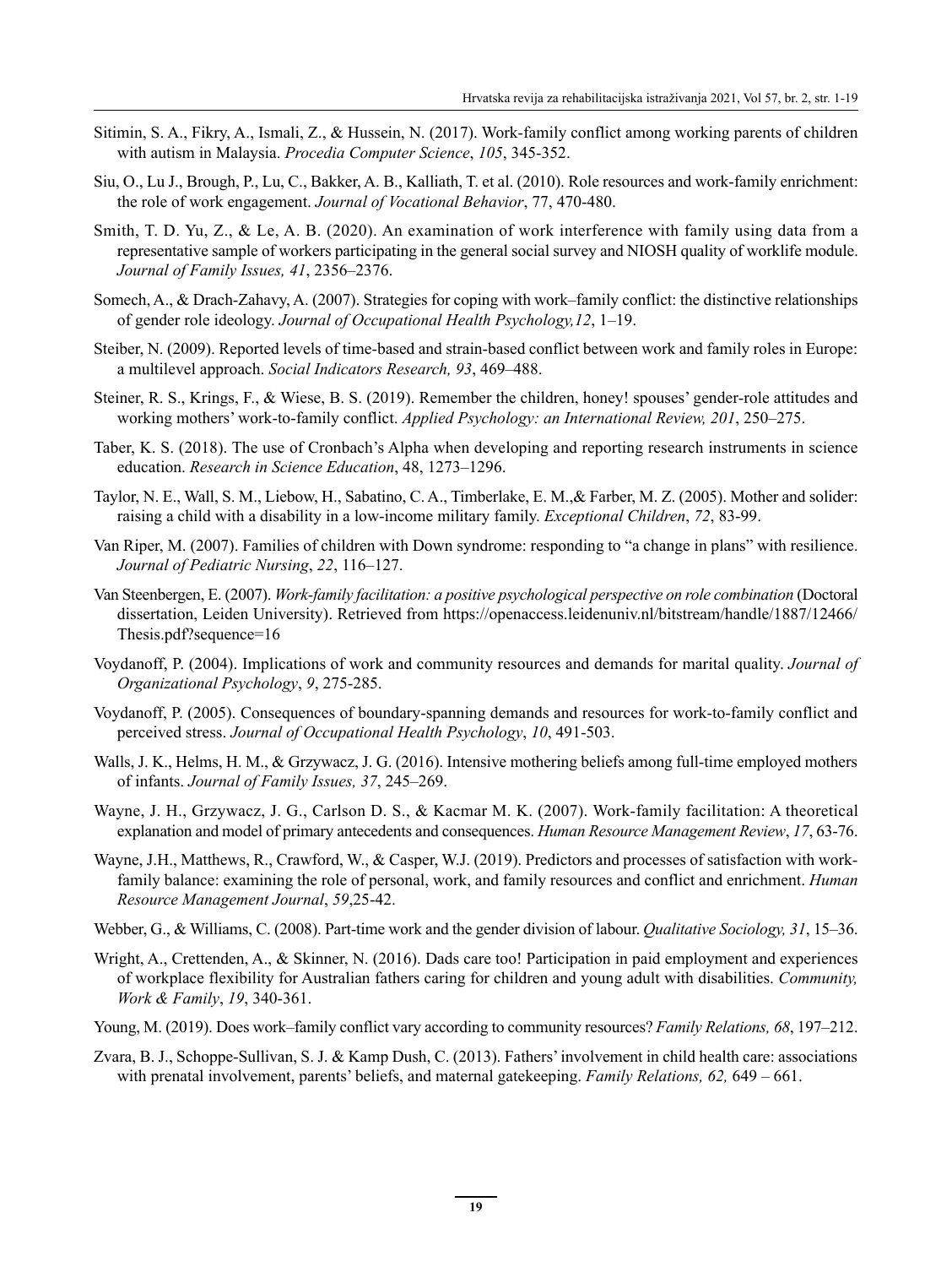Sitimin, S. A., Fikry, A., Ismali, Z., & Hussein, N. (2017). Work-family conflict among working parents of children with autism in Malaysia. *Procedia Computer Science*, *105*, 345-352.

Siu, O., Lu J., Brough, P., Lu, C., Bakker, A. B., Kalliath, T. et al. (2010). Role resources and work-family enrichment: the role of work engagement. *Journal of Vocational Behavior*, 77, 470-480.

Smith, T. D. Yu, Z., & Le, A. B. (2020). An examination of work interference with family using data from a representative sample of workers participating in the general social survey and NIOSH quality of worklife module. *Journal of Family Issues, 41*, 2356–2376.

Somech, A., & Drach-Zahavy, A. (2007). Strategies for coping with work–family conflict: the distinctive relationships of gender role ideology. *Journal of Occupational Health Psychology,12*, 1–19.

Steiber, N. (2009). Reported levels of time-based and strain-based conflict between work and family roles in Europe: a multilevel approach. *Social Indicators Research, 93*, 469–488.

Steiner, R. S., Krings, F., & Wiese, B. S. (2019). Remember the children, honey! spouses' gender-role attitudes and working mothers' work-to-family conflict. *Applied Psychology: an International Review, 201*, 250–275.

Taber, K. S. (2018). The use of Cronbach's Alpha when developing and reporting research instruments in science education. *Research in Science Education*, 48, 1273–1296.

Taylor, N. E., Wall, S. M., Liebow, H., Sabatino, C. A., Timberlake, E. M.,& Farber, M. Z. (2005). Mother and solider: raising a child with a disability in a low-income military family. *Exceptional Children*, *72*, 83-99.

Van Riper, M. (2007). Families of children with Down syndrome: responding to "a change in plans" with resilience. *Journal of Pediatric Nursing*, *22*, 116–127.

Van Steenbergen, E. (2007). *Work-family facilitation: a positive psychological perspective on role combination* (Doctoral dissertation, Leiden University). Retrieved from https://openaccess.leidenuniv.nl/bitstream/handle/1887/12466/Thesis.pdf?sequence=16

Voydanoff, P. (2004). Implications of work and community resources and demands for marital quality. *Journal of Organizational Psychology*, *9*, 275-285.

Voydanoff, P. (2005). Consequences of boundary-spanning demands and resources for work-to-family conflict and perceived stress. *Journal of Occupational Health Psychology*, *10*, 491-503.

Walls, J. K., Helms, H. M., & Grzywacz, J. G. (2016). Intensive mothering beliefs among full-time employed mothers of infants. *Journal of Family Issues, 37*, 245–269.

Wayne, J. H., Grzywacz, J. G., Carlson D. S., & Kacmar M. K. (2007). Work-family facilitation: A theoretical explanation and model of primary antecedents and consequences. *Human Resource Management Review*, *17*, 63-76.

Wayne, J.H., Matthews, R., Crawford, W., & Casper, W.J. (2019). Predictors and processes of satisfaction with work-family balance: examining the role of personal, work, and family resources and conflict and enrichment. *Human Resource Management Journal*, *59*,25-42.

Webber, G., & Williams, C. (2008). Part-time work and the gender division of labour. *Qualitative Sociology, 31*, 15–36.

Wright, A., Crettenden, A., & Skinner, N. (2016). Dads care too! Participation in paid employment and experiences of workplace flexibility for Australian fathers caring for children and young adult with disabilities. *Community, Work & Family*, *19*, 340-361.

Young, M. (2019). Does work–family conflict vary according to community resources? *Family Relations, 68*, 197–212.

Zvara, B. J., Schoppe-Sullivan, S. J. & Kamp Dush, C. (2013). Fathers' involvement in child health care: associations with prenatal involvement, parents' beliefs, and maternal gatekeeping. *Family Relations, 62,* 649 – 661.